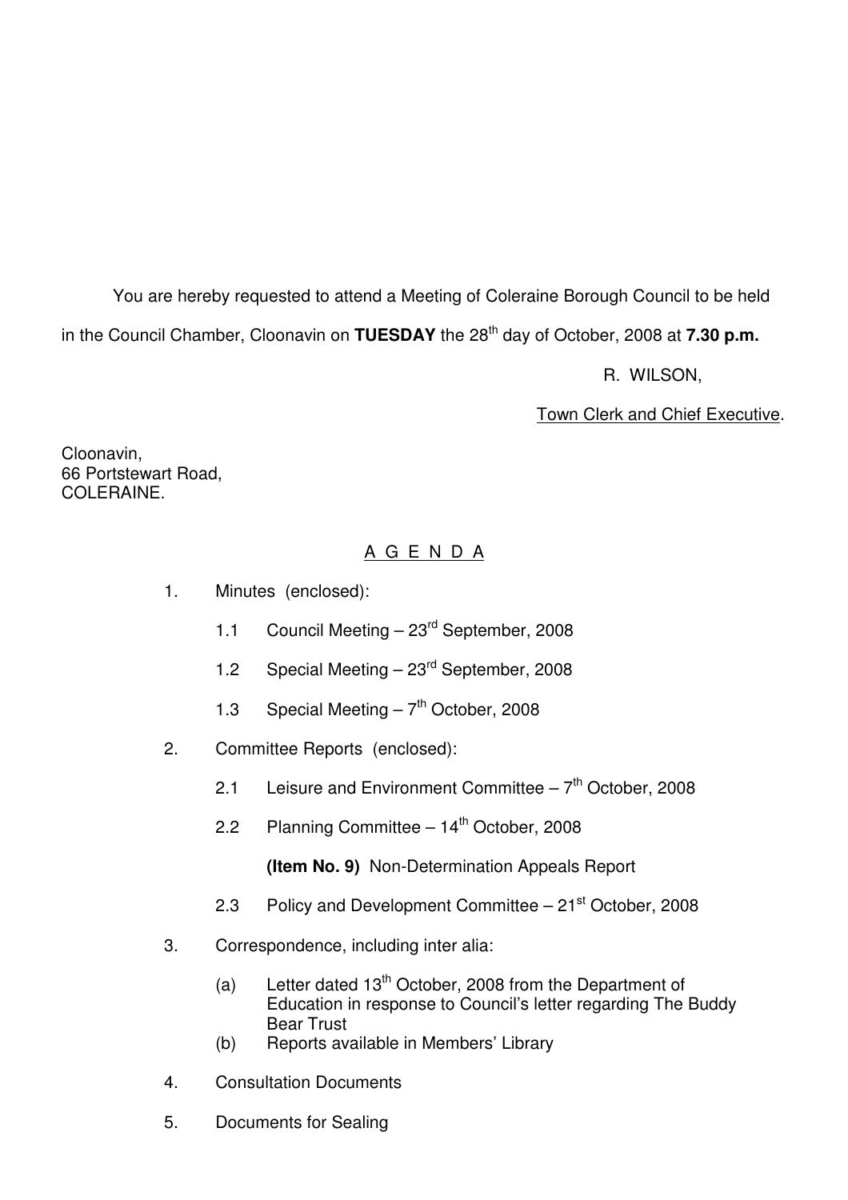You are hereby requested to attend a Meeting of Coleraine Borough Council to be held in the Council Chamber, Cloonavin on **TUESDAY** the 28th day of October, 2008 at **7.30 p.m.**

R. WILSON,

Town Clerk and Chief Executive.

Cloonavin,
66 Portstewart Road,
COLERAINE.

## A G E N D A

1. Minutes (enclosed):

   1.1 Council Meeting – 23rd September, 2008

   1.2 Special Meeting – 23rd September, 2008

   1.3 Special Meeting – 7th October, 2008

2. Committee Reports (enclosed):

   2.1 Leisure and Environment Committee – 7th October, 2008

   2.2 Planning Committee – 14th October, 2008

   **(Item No. 9)** Non-Determination Appeals Report

   2.3 Policy and Development Committee – 21st October, 2008

3. Correspondence, including inter alia:

   (a) Letter dated 13th October, 2008 from the Department of Education in response to Council's letter regarding The Buddy Bear Trust

   (b) Reports available in Members' Library

4. Consultation Documents

5. Documents for Sealing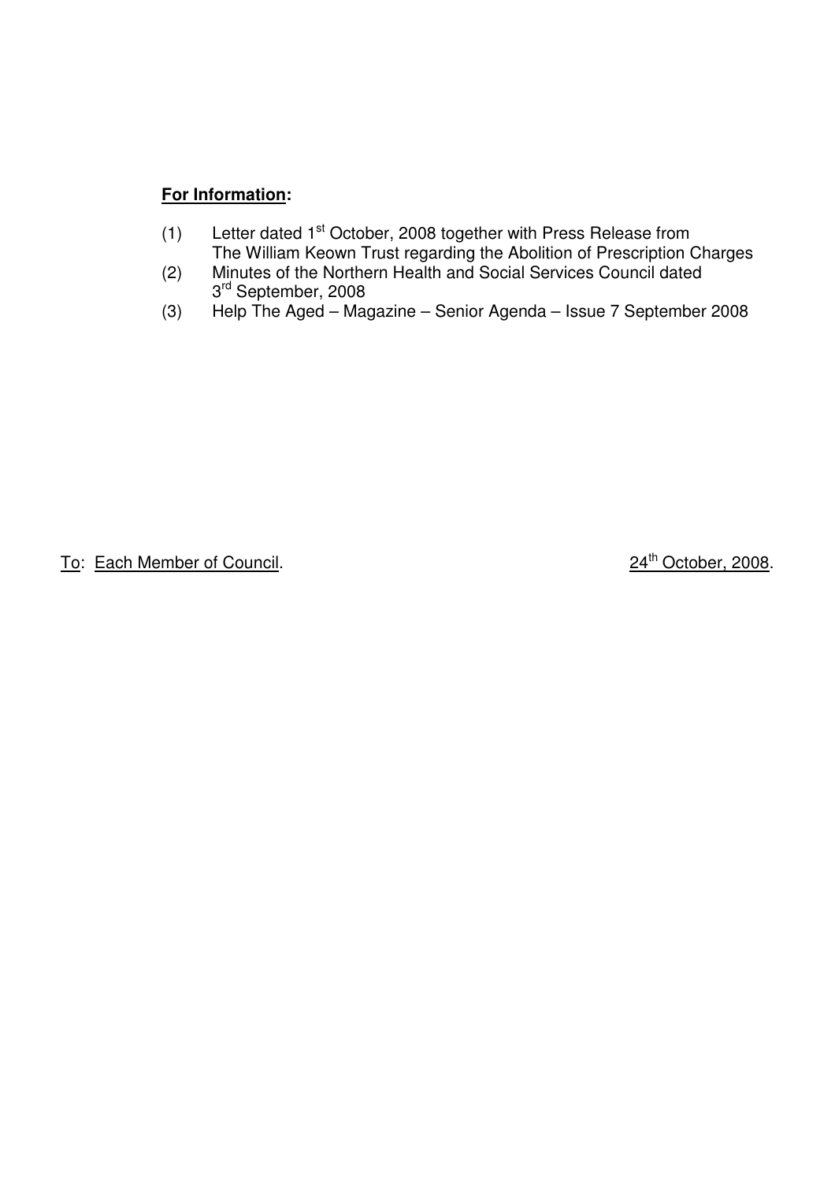**For Information:**

(1) Letter dated 1st October, 2008 together with Press Release from The William Keown Trust regarding the Abolition of Prescription Charges

(2) Minutes of the Northern Health and Social Services Council dated 3rd September, 2008

(3) Help The Aged – Magazine – Senior Agenda – Issue 7 September 2008

To: Each Member of Council.

24th October, 2008.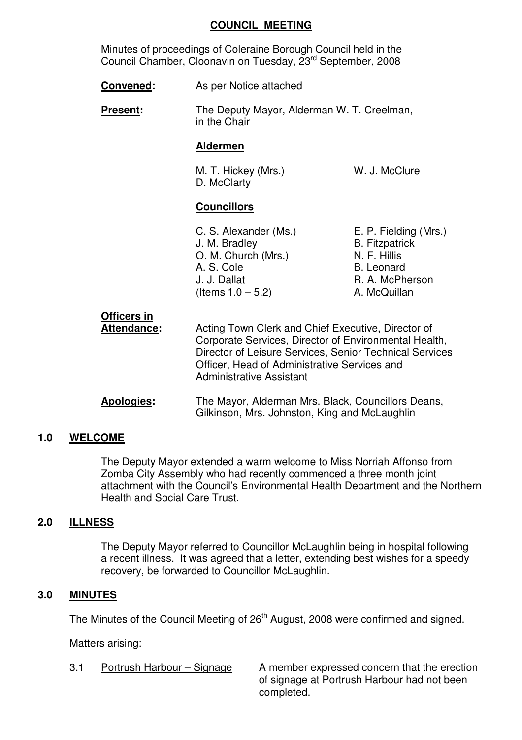# COUNCIL MEETING

Minutes of proceedings of Coleraine Borough Council held in the Council Chamber, Cloonavin on Tuesday, 23rd September, 2008

**Convened:** As per Notice attached

**Present:** The Deputy Mayor, Alderman W. T. Creelman, in the Chair

**Aldermen**

M. T. Hickey (Mrs.)
W. J. McClure
D. McClarty

**Councillors**

C. S. Alexander (Ms.)
J. M. Bradley
O. M. Church (Mrs.)
A. S. Cole
J. J. Dallat (Items 1.0 – 5.2)
E. P. Fielding (Mrs.)
B. Fitzpatrick
N. F. Hillis
B. Leonard
R. A. McPherson
A. McQuillan

**Officers in Attendance:** Acting Town Clerk and Chief Executive, Director of Corporate Services, Director of Environmental Health, Director of Leisure Services, Senior Technical Services Officer, Head of Administrative Services and Administrative Assistant

**Apologies:** The Mayor, Alderman Mrs. Black, Councillors Deans, Gilkinson, Mrs. Johnston, King and McLaughlin

## 1.0 WELCOME

The Deputy Mayor extended a warm welcome to Miss Norriah Affonso from Zomba City Assembly who had recently commenced a three month joint attachment with the Council's Environmental Health Department and the Northern Health and Social Care Trust.

## 2.0 ILLNESS

The Deputy Mayor referred to Councillor McLaughlin being in hospital following a recent illness. It was agreed that a letter, extending best wishes for a speedy recovery, be forwarded to Councillor McLaughlin.

## 3.0 MINUTES

The Minutes of the Council Meeting of 26th August, 2008 were confirmed and signed.

Matters arising:

3.1 Portrush Harbour – Signage

A member expressed concern that the erection of signage at Portrush Harbour had not been completed.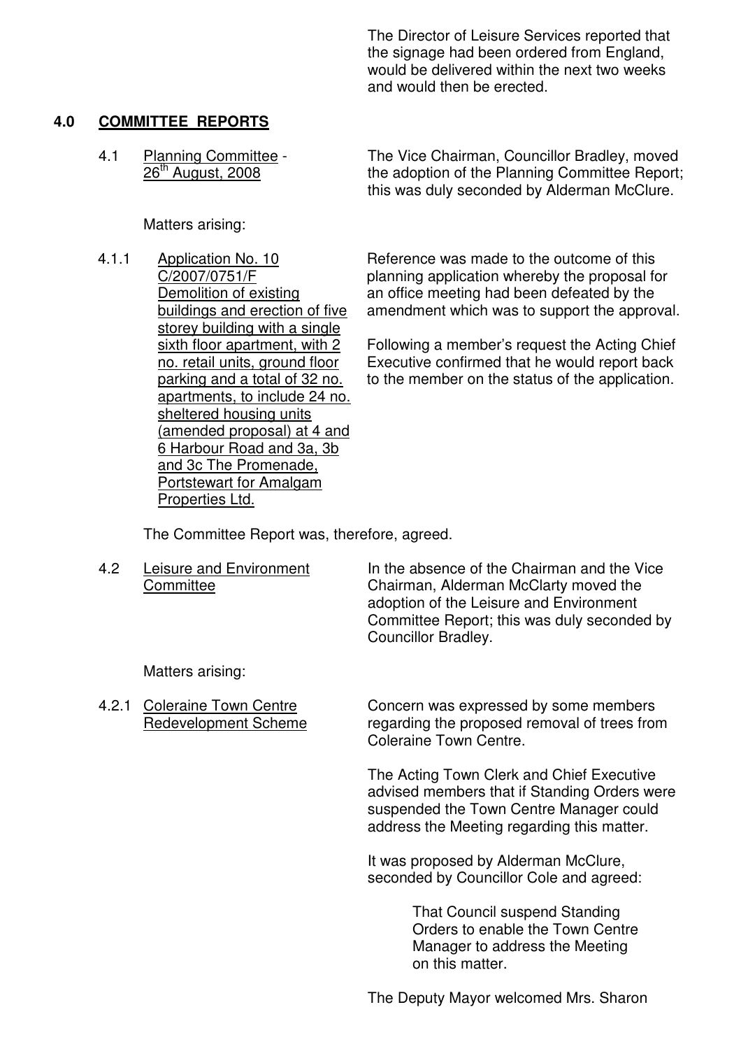The Director of Leisure Services reported that the signage had been ordered from England, would be delivered within the next two weeks and would then be erected.

## 4.0 COMMITTEE REPORTS

4.1 Planning Committee - 26th August, 2008

The Vice Chairman, Councillor Bradley, moved the adoption of the Planning Committee Report; this was duly seconded by Alderman McClure.

Matters arising:

4.1.1 Application No. 10 C/2007/0751/F Demolition of existing buildings and erection of five storey building with a single sixth floor apartment, with 2 no. retail units, ground floor parking and a total of 32 no. apartments, to include 24 no. sheltered housing units (amended proposal) at 4 and 6 Harbour Road and 3a, 3b and 3c The Promenade, Portstewart for Amalgam Properties Ltd.

Reference was made to the outcome of this planning application whereby the proposal for an office meeting had been defeated by the amendment which was to support the approval.

Following a member's request the Acting Chief Executive confirmed that he would report back to the member on the status of the application.

The Committee Report was, therefore, agreed.

4.2 Leisure and Environment Committee

In the absence of the Chairman and the Vice Chairman, Alderman McClarty moved the adoption of the Leisure and Environment Committee Report; this was duly seconded by Councillor Bradley.

Matters arising:

4.2.1 Coleraine Town Centre Redevelopment Scheme

Concern was expressed by some members regarding the proposed removal of trees from Coleraine Town Centre.

The Acting Town Clerk and Chief Executive advised members that if Standing Orders were suspended the Town Centre Manager could address the Meeting regarding this matter.

It was proposed by Alderman McClure, seconded by Councillor Cole and agreed:

> That Council suspend Standing Orders to enable the Town Centre Manager to address the Meeting on this matter.

The Deputy Mayor welcomed Mrs. Sharon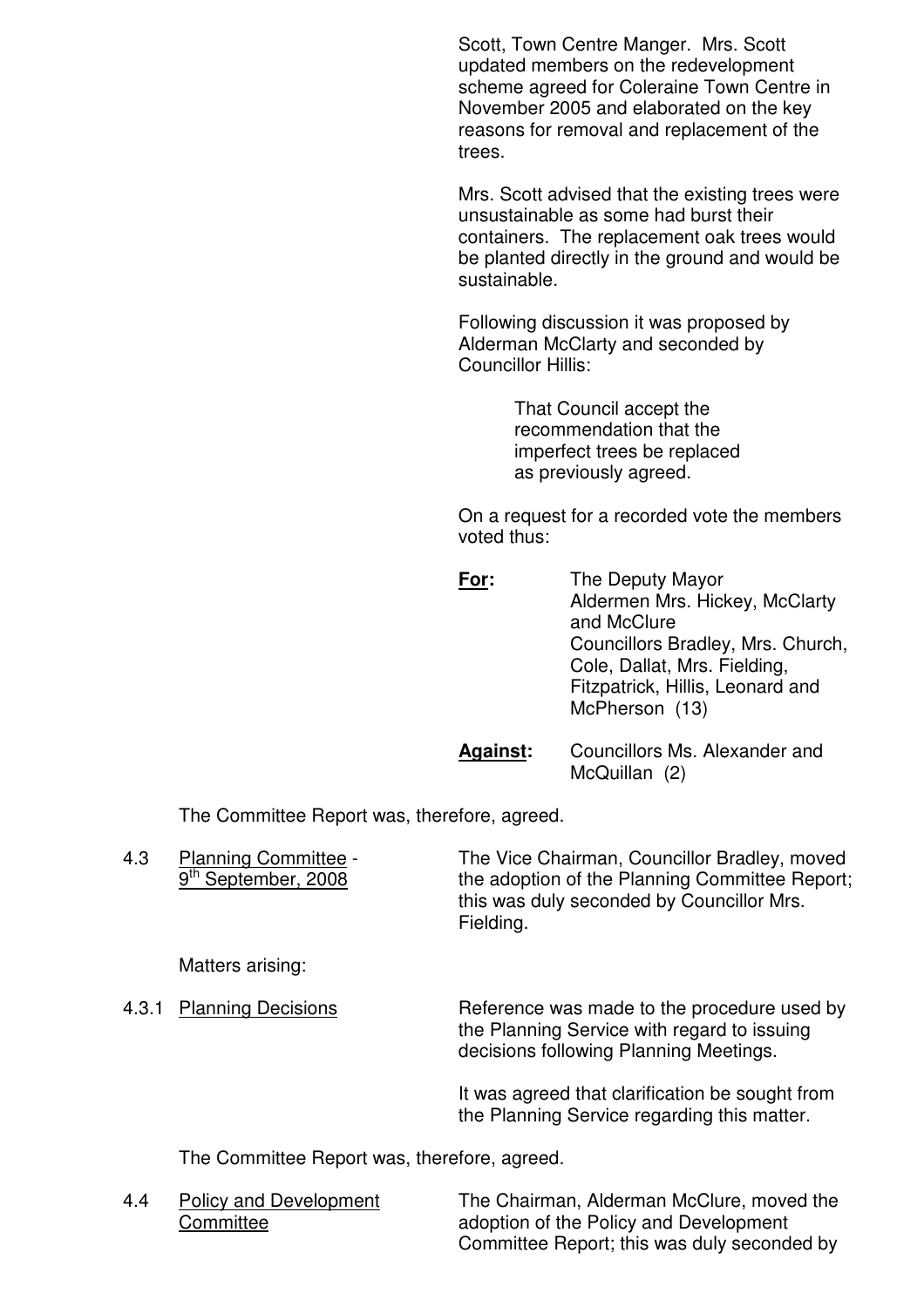Scott, Town Centre Manger. Mrs. Scott updated members on the redevelopment scheme agreed for Coleraine Town Centre in November 2005 and elaborated on the key reasons for removal and replacement of the trees.

Mrs. Scott advised that the existing trees were unsustainable as some had burst their containers. The replacement oak trees would be planted directly in the ground and would be sustainable.

Following discussion it was proposed by Alderman McClarty and seconded by Councillor Hillis:

> That Council accept the recommendation that the imperfect trees be replaced as previously agreed.

On a request for a recorded vote the members voted thus:

**For:** The Deputy Mayor
Aldermen Mrs. Hickey, McClarty and McClure
Councillors Bradley, Mrs. Church, Cole, Dallat, Mrs. Fielding, Fitzpatrick, Hillis, Leonard and McPherson (13)

**Against:** Councillors Ms. Alexander and McQuillan (2)

The Committee Report was, therefore, agreed.

4.3 Planning Committee - 9th September, 2008

The Vice Chairman, Councillor Bradley, moved the adoption of the Planning Committee Report; this was duly seconded by Councillor Mrs. Fielding.

Matters arising:

4.3.1 Planning Decisions

Reference was made to the procedure used by the Planning Service with regard to issuing decisions following Planning Meetings.

It was agreed that clarification be sought from the Planning Service regarding this matter.

The Committee Report was, therefore, agreed.

4.4 Policy and Development Committee

The Chairman, Alderman McClure, moved the adoption of the Policy and Development Committee Report; this was duly seconded by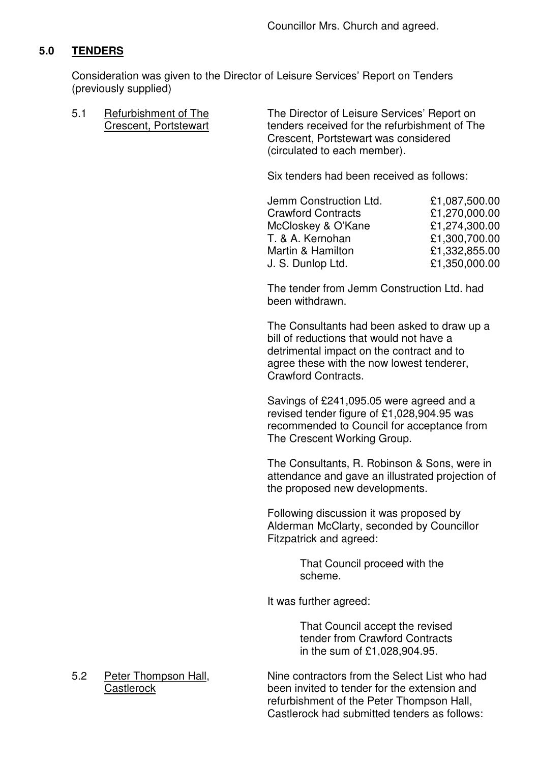Councillor Mrs. Church and agreed.

## 5.0 TENDERS

Consideration was given to the Director of Leisure Services' Report on Tenders (previously supplied)

**5.1 Refurbishment of The Crescent, Portstewart**

The Director of Leisure Services' Report on tenders received for the refurbishment of The Crescent, Portstewart was considered (circulated to each member).

Six tenders had been received as follows:

| | |
|---|---|
| Jemm Construction Ltd. | £1,087,500.00 |
| Crawford Contracts | £1,270,000.00 |
| McCloskey & O'Kane | £1,274,300.00 |
| T. & A. Kernohan | £1,300,700.00 |
| Martin & Hamilton | £1,332,855.00 |
| J. S. Dunlop Ltd. | £1,350,000.00 |

The tender from Jemm Construction Ltd. had been withdrawn.

The Consultants had been asked to draw up a bill of reductions that would not have a detrimental impact on the contract and to agree these with the now lowest tenderer, Crawford Contracts.

Savings of £241,095.05 were agreed and a revised tender figure of £1,028,904.95 was recommended to Council for acceptance from The Crescent Working Group.

The Consultants, R. Robinson & Sons, were in attendance and gave an illustrated projection of the proposed new developments.

Following discussion it was proposed by Alderman McClarty, seconded by Councillor Fitzpatrick and agreed:

> That Council proceed with the scheme.

It was further agreed:

> That Council accept the revised tender from Crawford Contracts in the sum of £1,028,904.95.

**5.2 Peter Thompson Hall, Castlerock**

Nine contractors from the Select List who had been invited to tender for the extension and refurbishment of the Peter Thompson Hall, Castlerock had submitted tenders as follows: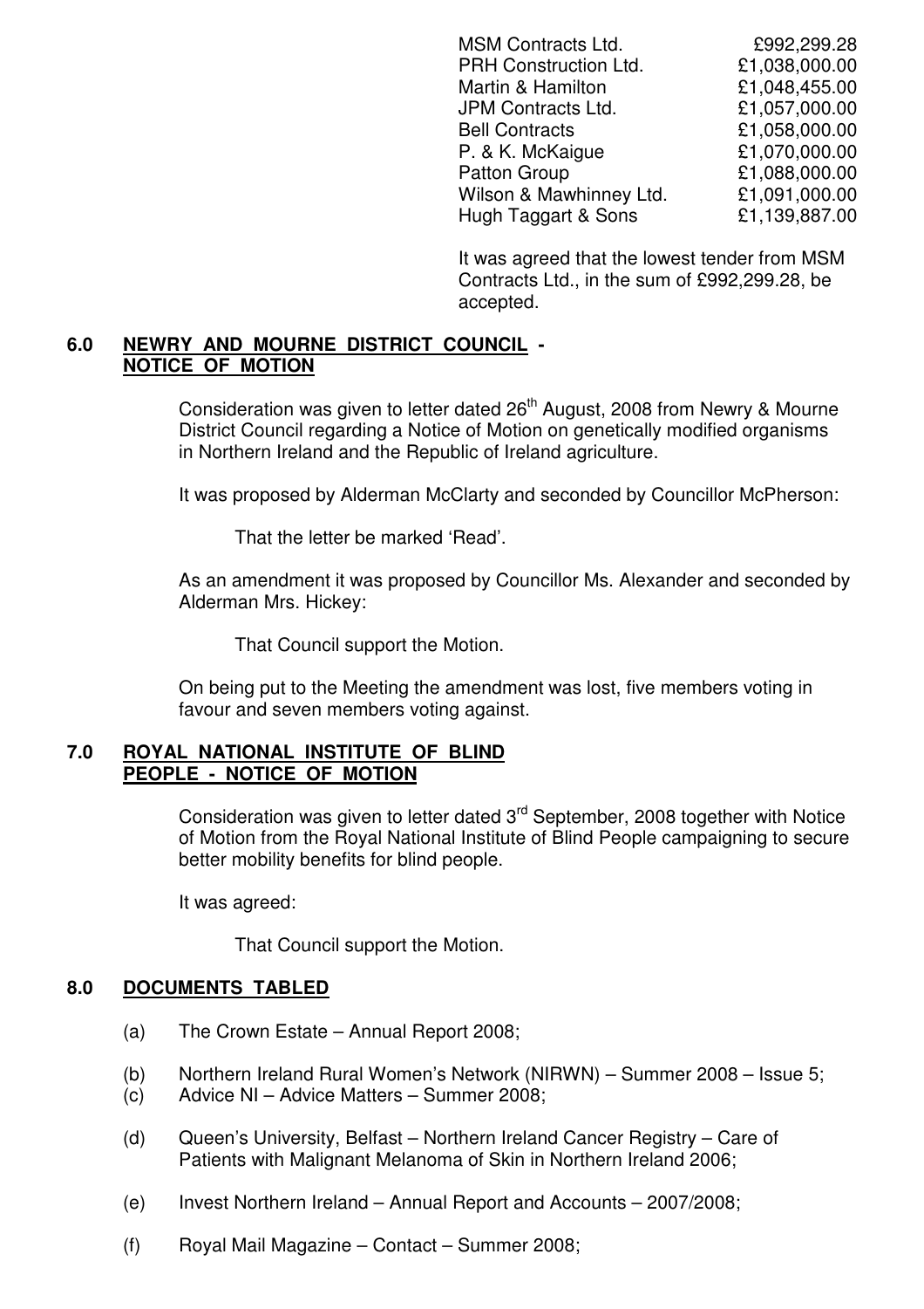| | |
|---|---|
| MSM Contracts Ltd. | £992,299.28 |
| PRH Construction Ltd. | £1,038,000.00 |
| Martin & Hamilton | £1,048,455.00 |
| JPM Contracts Ltd. | £1,057,000.00 |
| Bell Contracts | £1,058,000.00 |
| P. & K. McKaigue | £1,070,000.00 |
| Patton Group | £1,088,000.00 |
| Wilson & Mawhinney Ltd. | £1,091,000.00 |
| Hugh Taggart & Sons | £1,139,887.00 |

It was agreed that the lowest tender from MSM Contracts Ltd., in the sum of £992,299.28, be accepted.

## 6.0 NEWRY AND MOURNE DISTRICT COUNCIL - NOTICE OF MOTION

Consideration was given to letter dated 26th August, 2008 from Newry & Mourne District Council regarding a Notice of Motion on genetically modified organisms in Northern Ireland and the Republic of Ireland agriculture.

It was proposed by Alderman McClarty and seconded by Councillor McPherson:

That the letter be marked 'Read'.

As an amendment it was proposed by Councillor Ms. Alexander and seconded by Alderman Mrs. Hickey:

That Council support the Motion.

On being put to the Meeting the amendment was lost, five members voting in favour and seven members voting against.

## 7.0 ROYAL NATIONAL INSTITUTE OF BLIND PEOPLE - NOTICE OF MOTION

Consideration was given to letter dated 3rd September, 2008 together with Notice of Motion from the Royal National Institute of Blind People campaigning to secure better mobility benefits for blind people.

It was agreed:

That Council support the Motion.

## 8.0 DOCUMENTS TABLED

(a) The Crown Estate – Annual Report 2008;

(b) Northern Ireland Rural Women's Network (NIRWN) – Summer 2008 – Issue 5;

(c) Advice NI – Advice Matters – Summer 2008;

(d) Queen's University, Belfast – Northern Ireland Cancer Registry – Care of Patients with Malignant Melanoma of Skin in Northern Ireland 2006;

(e) Invest Northern Ireland – Annual Report and Accounts – 2007/2008;

(f) Royal Mail Magazine – Contact – Summer 2008;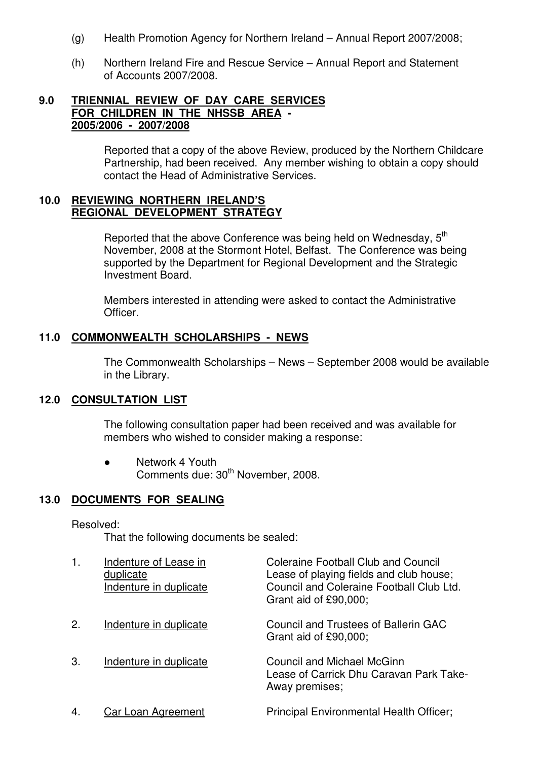(g) Health Promotion Agency for Northern Ireland – Annual Report 2007/2008;

(h) Northern Ireland Fire and Rescue Service – Annual Report and Statement of Accounts 2007/2008.

## 9.0 TRIENNIAL REVIEW OF DAY CARE SERVICES FOR CHILDREN IN THE NHSSB AREA - 2005/2006 - 2007/2008

Reported that a copy of the above Review, produced by the Northern Childcare Partnership, had been received. Any member wishing to obtain a copy should contact the Head of Administrative Services.

## 10.0 REVIEWING NORTHERN IRELAND'S REGIONAL DEVELOPMENT STRATEGY

Reported that the above Conference was being held on Wednesday, 5th November, 2008 at the Stormont Hotel, Belfast. The Conference was being supported by the Department for Regional Development and the Strategic Investment Board.

Members interested in attending were asked to contact the Administrative Officer.

## 11.0 COMMONWEALTH SCHOLARSHIPS - NEWS

The Commonwealth Scholarships – News – September 2008 would be available in the Library.

## 12.0 CONSULTATION LIST

The following consultation paper had been received and was available for members who wished to consider making a response:

- Network 4 Youth
  Comments due: 30th November, 2008.

## 13.0 DOCUMENTS FOR SEALING

Resolved:

That the following documents be sealed:

| | | |
|---|---|---|
| 1. | Indenture of Lease in duplicate<br>Indenture in duplicate | Coleraine Football Club and Council<br>Lease of playing fields and club house;<br>Council and Coleraine Football Club Ltd.<br>Grant aid of £90,000; |
| 2. | Indenture in duplicate | Council and Trustees of Ballerin GAC<br>Grant aid of £90,000; |
| 3. | Indenture in duplicate | Council and Michael McGinn<br>Lease of Carrick Dhu Caravan Park Take-Away premises; |
| 4. | Car Loan Agreement | Principal Environmental Health Officer; |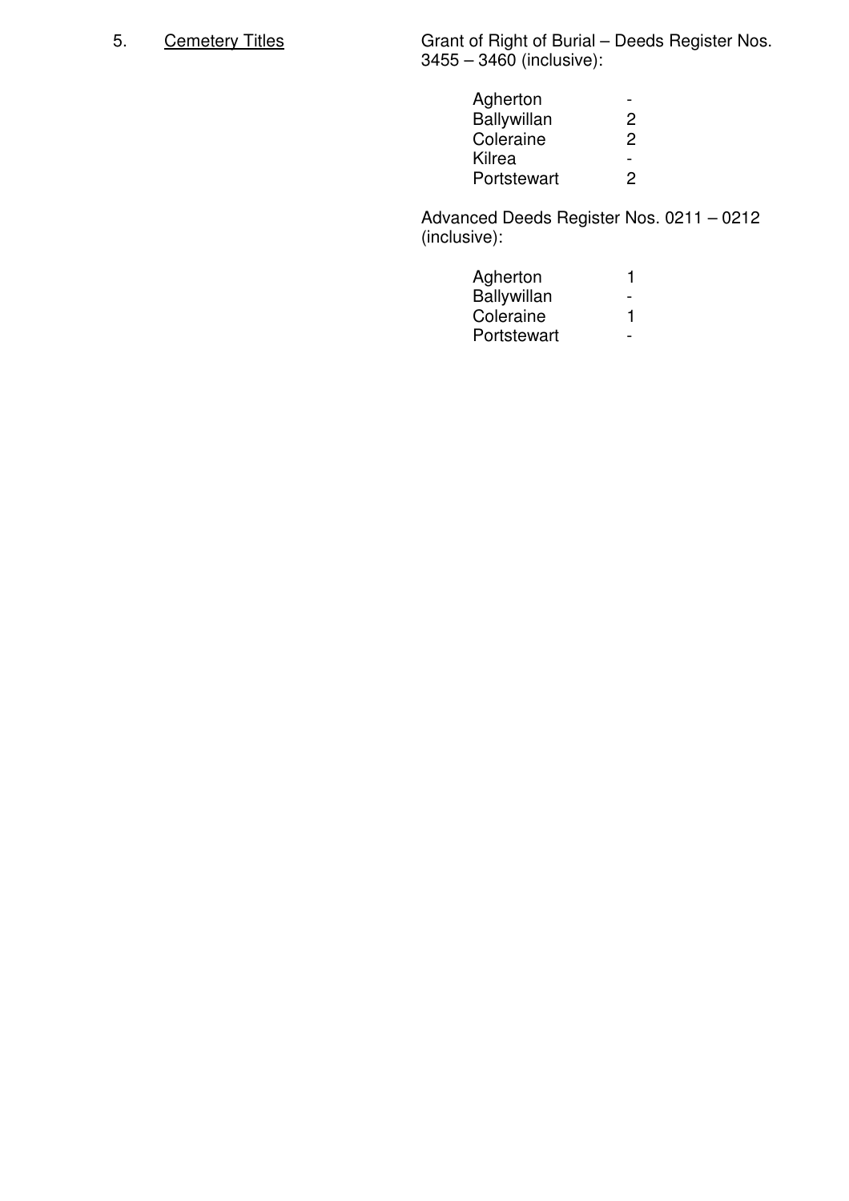5. <u>Cemetery Titles</u>

Grant of Right of Burial – Deeds Register Nos. 3455 – 3460 (inclusive):

| | |
|---|---|
| Agherton | - |
| Ballywillan | 2 |
| Coleraine | 2 |
| Kilrea | - |
| Portstewart | 2 |

Advanced Deeds Register Nos. 0211 – 0212 (inclusive):

| | |
|---|---|
| Agherton | 1 |
| Ballywillan | - |
| Coleraine | 1 |
| Portstewart | - |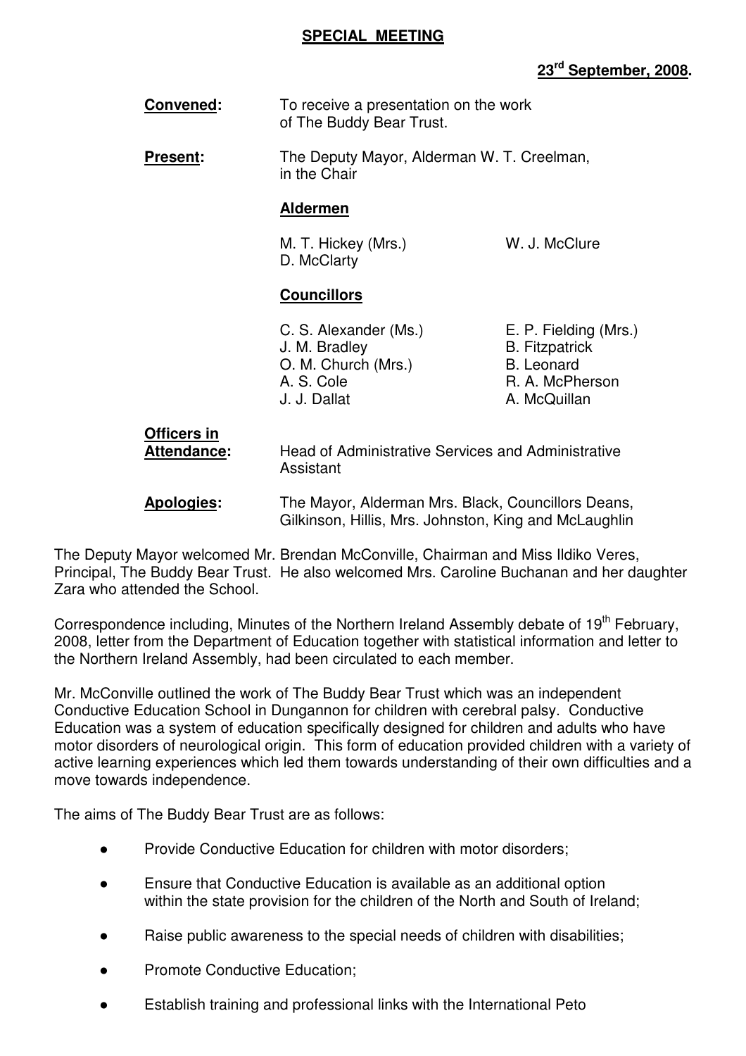**SPECIAL MEETING**

**23rd September, 2008.**

**Convened:** To receive a presentation on the work of The Buddy Bear Trust.

**Present:** The Deputy Mayor, Alderman W. T. Creelman, in the Chair

**Aldermen**

M. T. Hickey (Mrs.) W. J. McClure
D. McClarty

**Councillors**

C. S. Alexander (Ms.) E. P. Fielding (Mrs.)
J. M. Bradley B. Fitzpatrick
O. M. Church (Mrs.) B. Leonard
A. S. Cole R. A. McPherson
J. J. Dallat A. McQuillan

**Officers in Attendance:** Head of Administrative Services and Administrative Assistant

**Apologies:** The Mayor, Alderman Mrs. Black, Councillors Deans, Gilkinson, Hillis, Mrs. Johnston, King and McLaughlin

The Deputy Mayor welcomed Mr. Brendan McConville, Chairman and Miss Ildiko Veres, Principal, The Buddy Bear Trust. He also welcomed Mrs. Caroline Buchanan and her daughter Zara who attended the School.

Correspondence including, Minutes of the Northern Ireland Assembly debate of 19th February, 2008, letter from the Department of Education together with statistical information and letter to the Northern Ireland Assembly, had been circulated to each member.

Mr. McConville outlined the work of The Buddy Bear Trust which was an independent Conductive Education School in Dungannon for children with cerebral palsy. Conductive Education was a system of education specifically designed for children and adults who have motor disorders of neurological origin. This form of education provided children with a variety of active learning experiences which led them towards understanding of their own difficulties and a move towards independence.

The aims of The Buddy Bear Trust are as follows:

- Provide Conductive Education for children with motor disorders;
- Ensure that Conductive Education is available as an additional option within the state provision for the children of the North and South of Ireland;
- Raise public awareness to the special needs of children with disabilities;
- Promote Conductive Education;
- Establish training and professional links with the International Peto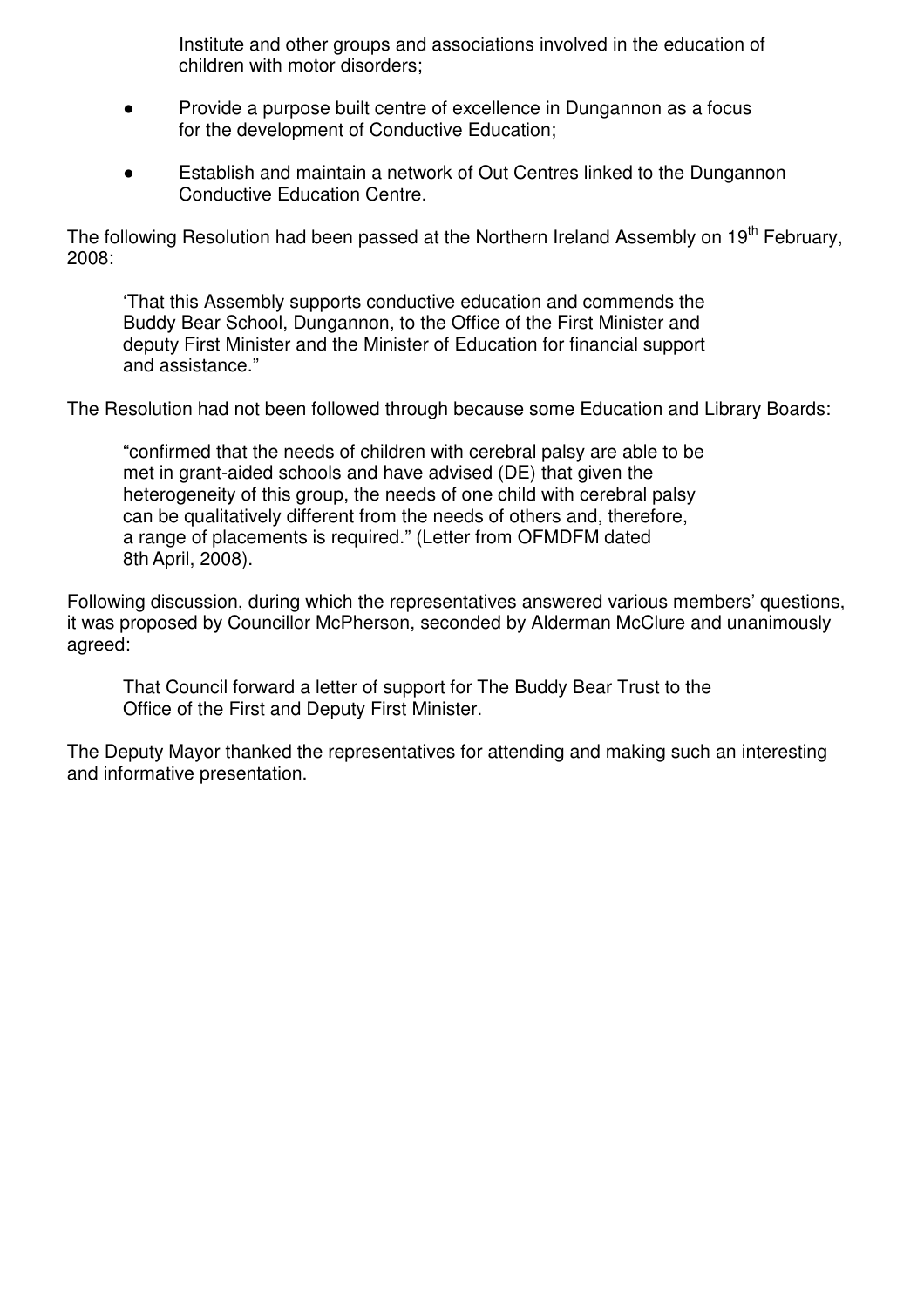Institute and other groups and associations involved in the education of children with motor disorders;

- Provide a purpose built centre of excellence in Dungannon as a focus for the development of Conductive Education;
- Establish and maintain a network of Out Centres linked to the Dungannon Conductive Education Centre.

The following Resolution had been passed at the Northern Ireland Assembly on 19th February, 2008:

> 'That this Assembly supports conductive education and commends the Buddy Bear School, Dungannon, to the Office of the First Minister and deputy First Minister and the Minister of Education for financial support and assistance."

The Resolution had not been followed through because some Education and Library Boards:

> "confirmed that the needs of children with cerebral palsy are able to be met in grant-aided schools and have advised (DE) that given the heterogeneity of this group, the needs of one child with cerebral palsy can be qualitatively different from the needs of others and, therefore, a range of placements is required." (Letter from OFMDFM dated 8th April, 2008).

Following discussion, during which the representatives answered various members' questions, it was proposed by Councillor McPherson, seconded by Alderman McClure and unanimously agreed:

> That Council forward a letter of support for The Buddy Bear Trust to the Office of the First and Deputy First Minister.

The Deputy Mayor thanked the representatives for attending and making such an interesting and informative presentation.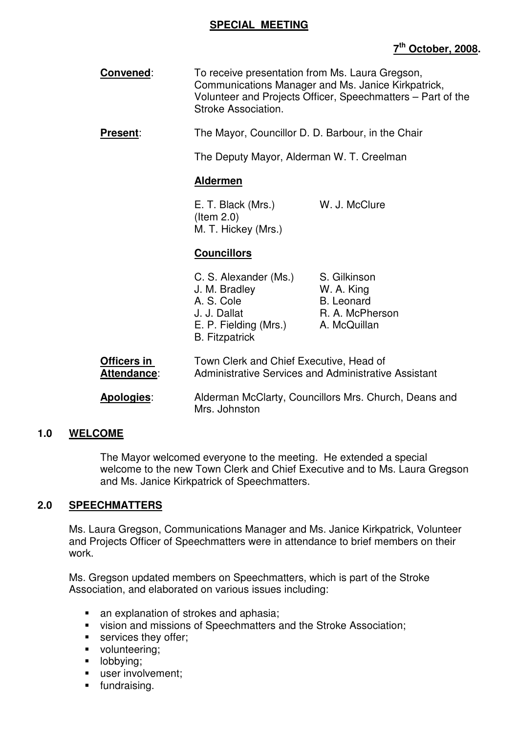## SPECIAL MEETING

**7th October, 2008.**

**Convened**: To receive presentation from Ms. Laura Gregson, Communications Manager and Ms. Janice Kirkpatrick, Volunteer and Projects Officer, Speechmatters – Part of the Stroke Association.

**Present**: The Mayor, Councillor D. D. Barbour, in the Chair

The Deputy Mayor, Alderman W. T. Creelman

**Aldermen**

E. T. Black (Mrs.) (Item 2.0)
M. T. Hickey (Mrs.)
W. J. McClure

**Councillors**

C. S. Alexander (Ms.)
J. M. Bradley
A. S. Cole
J. J. Dallat
E. P. Fielding (Mrs.)
B. Fitzpatrick
S. Gilkinson
W. A. King
B. Leonard
R. A. McPherson
A. McQuillan

**Officers in Attendance**: Town Clerk and Chief Executive, Head of Administrative Services and Administrative Assistant

**Apologies**: Alderman McClarty, Councillors Mrs. Church, Deans and Mrs. Johnston

### 1.0 WELCOME

The Mayor welcomed everyone to the meeting. He extended a special welcome to the new Town Clerk and Chief Executive and to Ms. Laura Gregson and Ms. Janice Kirkpatrick of Speechmatters.

### 2.0 SPEECHMATTERS

Ms. Laura Gregson, Communications Manager and Ms. Janice Kirkpatrick, Volunteer and Projects Officer of Speechmatters were in attendance to brief members on their work.

Ms. Gregson updated members on Speechmatters, which is part of the Stroke Association, and elaborated on various issues including:

- an explanation of strokes and aphasia;
- vision and missions of Speechmatters and the Stroke Association;
- services they offer;
- volunteering;
- lobbying;
- user involvement;
- fundraising.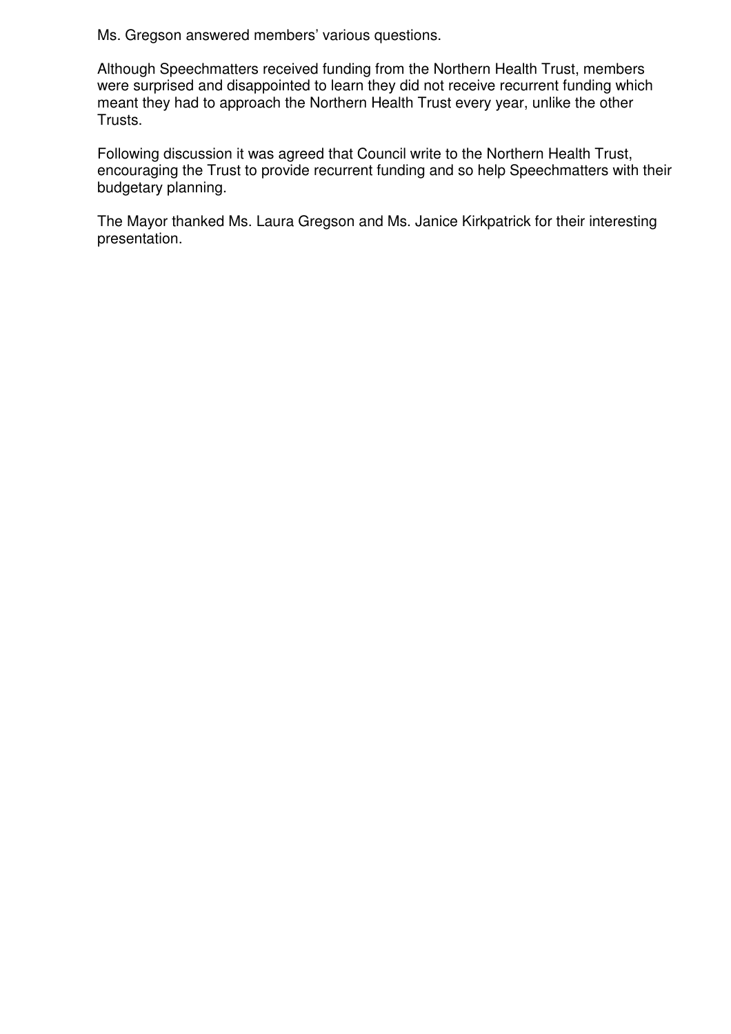Ms. Gregson answered members' various questions.

Although Speechmatters received funding from the Northern Health Trust, members were surprised and disappointed to learn they did not receive recurrent funding which meant they had to approach the Northern Health Trust every year, unlike the other Trusts.

Following discussion it was agreed that Council write to the Northern Health Trust, encouraging the Trust to provide recurrent funding and so help Speechmatters with their budgetary planning.

The Mayor thanked Ms. Laura Gregson and Ms. Janice Kirkpatrick for their interesting presentation.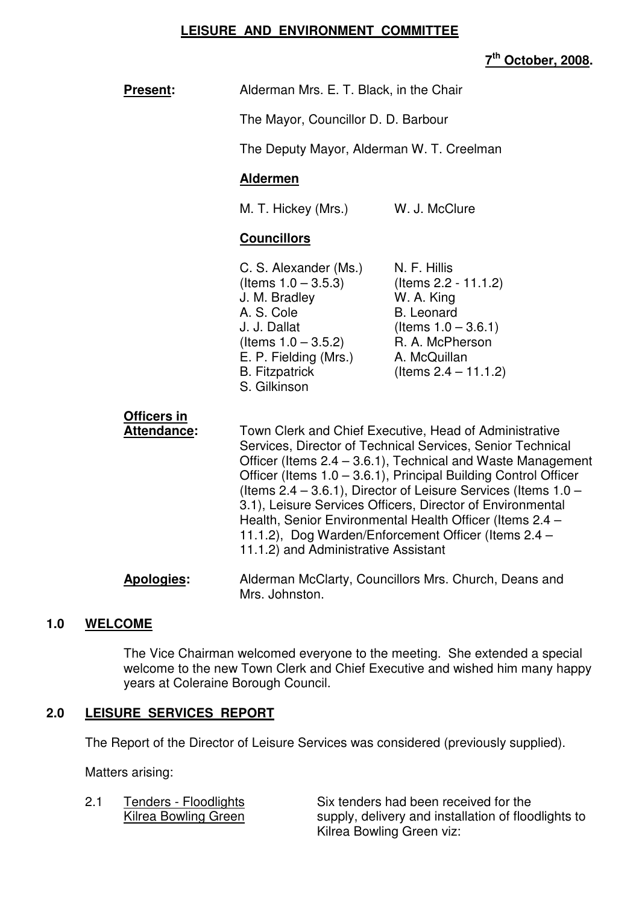# LEISURE AND ENVIRONMENT COMMITTEE

**7th October, 2008.**

**Present:** Alderman Mrs. E. T. Black, in the Chair

The Mayor, Councillor D. D. Barbour

The Deputy Mayor, Alderman W. T. Creelman

**Aldermen**

M. T. Hickey (Mrs.) W. J. McClure

**Councillors**

| | |
|---|---|
| C. S. Alexander (Ms.) (Items 1.0 – 3.5.3) | N. F. Hillis (Items 2.2 - 11.1.2) |
| J. M. Bradley | W. A. King |
| A. S. Cole | B. Leonard (Items 1.0 – 3.6.1) |
| J. J. Dallat (Items 1.0 – 3.5.2) | R. A. McPherson |
| E. P. Fielding (Mrs.) | A. McQuillan (Items 2.4 – 11.1.2) |
| B. Fitzpatrick | |
| S. Gilkinson | |

**Officers in Attendance:** Town Clerk and Chief Executive, Head of Administrative Services, Director of Technical Services, Senior Technical Officer (Items 2.4 – 3.6.1), Technical and Waste Management Officer (Items 1.0 – 3.6.1), Principal Building Control Officer (Items 2.4 – 3.6.1), Director of Leisure Services (Items 1.0 – 3.1), Leisure Services Officers, Director of Environmental Health, Senior Environmental Health Officer (Items 2.4 – 11.1.2), Dog Warden/Enforcement Officer (Items 2.4 – 11.1.2) and Administrative Assistant

**Apologies:** Alderman McClarty, Councillors Mrs. Church, Deans and Mrs. Johnston.

## 1.0 WELCOME

The Vice Chairman welcomed everyone to the meeting. She extended a special welcome to the new Town Clerk and Chief Executive and wished him many happy years at Coleraine Borough Council.

## 2.0 LEISURE SERVICES REPORT

The Report of the Director of Leisure Services was considered (previously supplied).

Matters arising:

2.1 Tenders - Floodlights Kilrea Bowling Green

Six tenders had been received for the supply, delivery and installation of floodlights to Kilrea Bowling Green viz: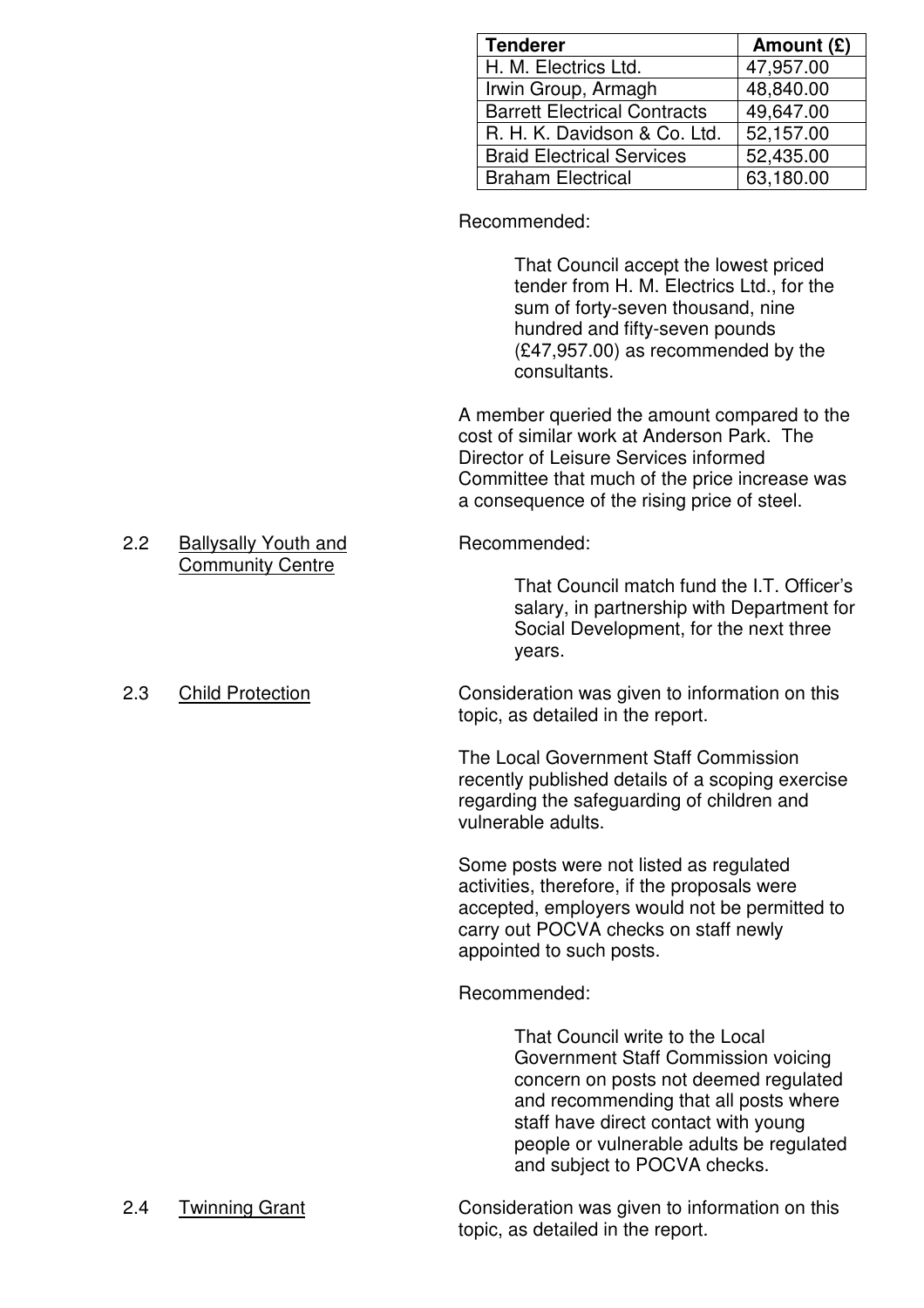| Tenderer | Amount (£) |
| --- | --- |
| H. M. Electrics Ltd. | 47,957.00 |
| Irwin Group, Armagh | 48,840.00 |
| Barrett Electrical Contracts | 49,647.00 |
| R. H. K. Davidson & Co. Ltd. | 52,157.00 |
| Braid Electrical Services | 52,435.00 |
| Braham Electrical | 63,180.00 |

Recommended:

> That Council accept the lowest priced tender from H. M. Electrics Ltd., for the sum of forty-seven thousand, nine hundred and fifty-seven pounds (£47,957.00) as recommended by the consultants.

A member queried the amount compared to the cost of similar work at Anderson Park. The Director of Leisure Services informed Committee that much of the price increase was a consequence of the rising price of steel.

2.2 Ballysally Youth and Community Centre

Recommended:

> That Council match fund the I.T. Officer's salary, in partnership with Department for Social Development, for the next three years.

2.3 Child Protection

Consideration was given to information on this topic, as detailed in the report.

The Local Government Staff Commission recently published details of a scoping exercise regarding the safeguarding of children and vulnerable adults.

Some posts were not listed as regulated activities, therefore, if the proposals were accepted, employers would not be permitted to carry out POCVA checks on staff newly appointed to such posts.

Recommended:

> That Council write to the Local Government Staff Commission voicing concern on posts not deemed regulated and recommending that all posts where staff have direct contact with young people or vulnerable adults be regulated and subject to POCVA checks.

2.4 Twinning Grant

Consideration was given to information on this topic, as detailed in the report.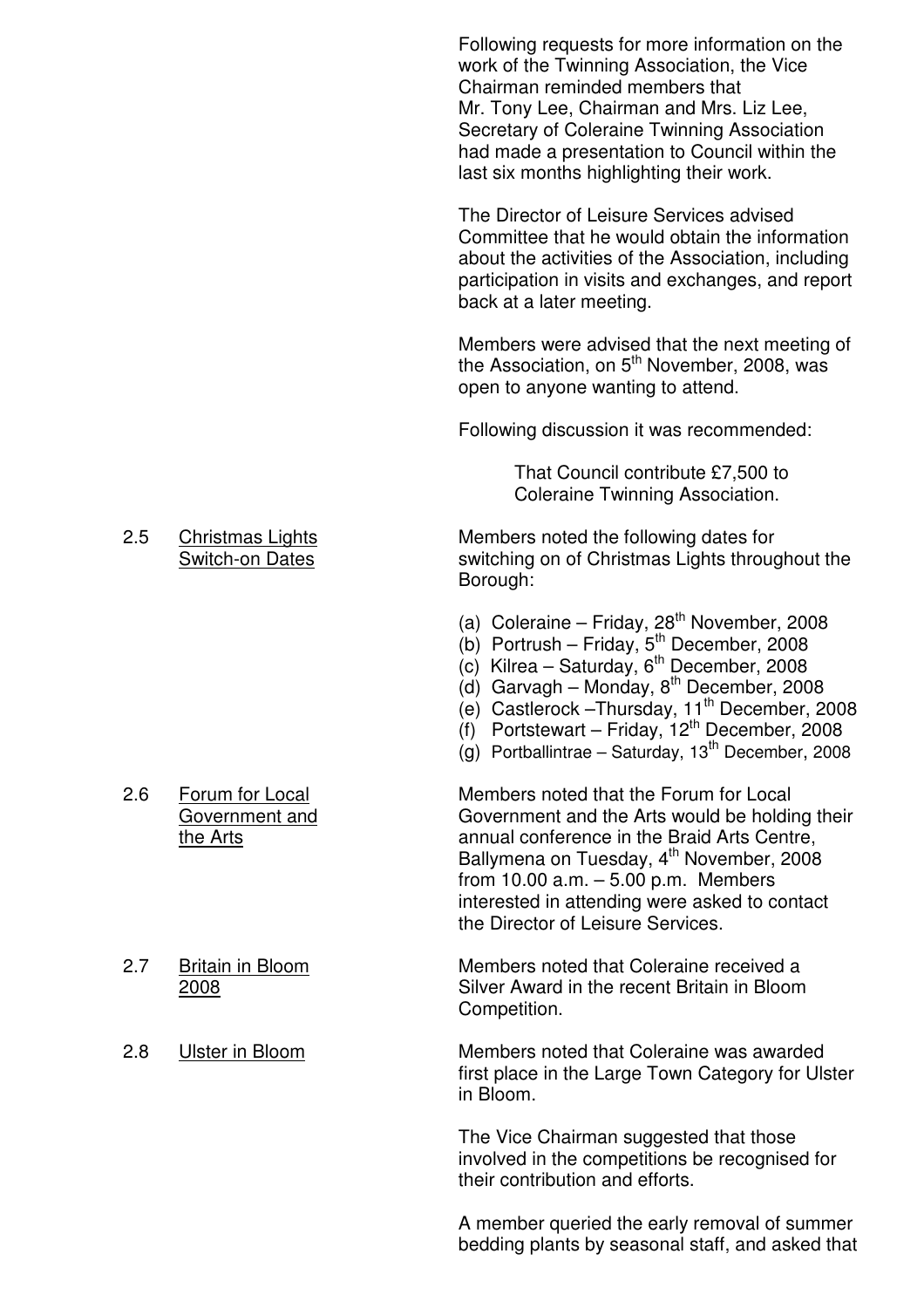Following requests for more information on the work of the Twinning Association, the Vice Chairman reminded members that Mr. Tony Lee, Chairman and Mrs. Liz Lee, Secretary of Coleraine Twinning Association had made a presentation to Council within the last six months highlighting their work.

The Director of Leisure Services advised Committee that he would obtain the information about the activities of the Association, including participation in visits and exchanges, and report back at a later meeting.

Members were advised that the next meeting of the Association, on 5th November, 2008, was open to anyone wanting to attend.

Following discussion it was recommended:

> That Council contribute £7,500 to Coleraine Twinning Association.

2.5 <u>Christmas Lights Switch-on Dates</u>

Members noted the following dates for switching on of Christmas Lights throughout the Borough:

(a) Coleraine – Friday, 28th November, 2008
(b) Portrush – Friday, 5th December, 2008
(c) Kilrea – Saturday, 6th December, 2008
(d) Garvagh – Monday, 8th December, 2008
(e) Castlerock –Thursday, 11th December, 2008
(f) Portstewart – Friday, 12th December, 2008
(g) Portballintrae – Saturday, 13th December, 2008

2.6 <u>Forum for Local Government and the Arts</u>

Members noted that the Forum for Local Government and the Arts would be holding their annual conference in the Braid Arts Centre, Ballymena on Tuesday, 4th November, 2008 from 10.00 a.m. – 5.00 p.m. Members interested in attending were asked to contact the Director of Leisure Services.

2.7 <u>Britain in Bloom 2008</u>

Members noted that Coleraine received a Silver Award in the recent Britain in Bloom Competition.

2.8 <u>Ulster in Bloom</u>

Members noted that Coleraine was awarded first place in the Large Town Category for Ulster in Bloom.

The Vice Chairman suggested that those involved in the competitions be recognised for their contribution and efforts.

A member queried the early removal of summer bedding plants by seasonal staff, and asked that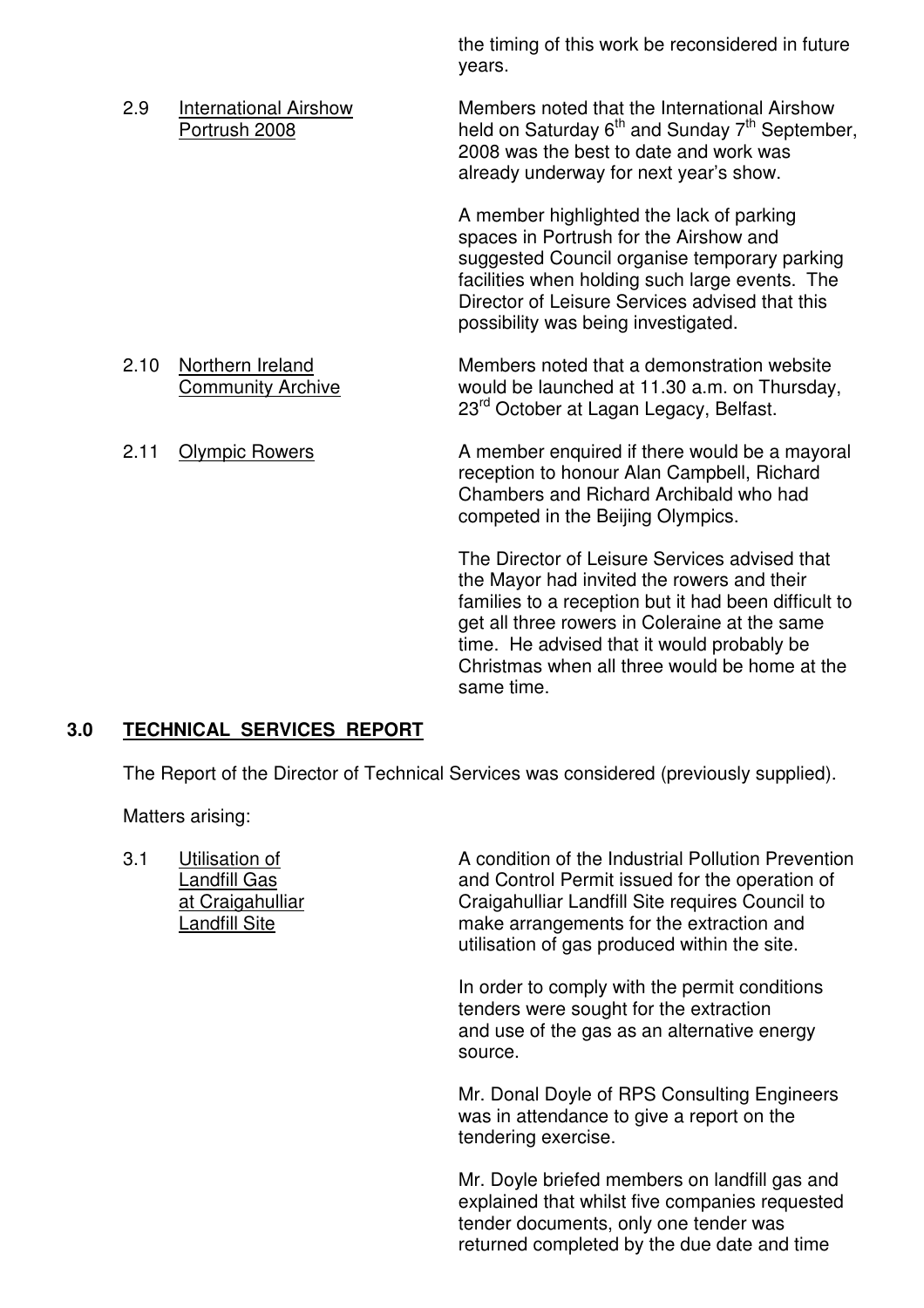the timing of this work be reconsidered in future years.

2.9 International Airshow Portrush 2008

Members noted that the International Airshow held on Saturday 6th and Sunday 7th September, 2008 was the best to date and work was already underway for next year's show.

A member highlighted the lack of parking spaces in Portrush for the Airshow and suggested Council organise temporary parking facilities when holding such large events. The Director of Leisure Services advised that this possibility was being investigated.

2.10 Northern Ireland Community Archive

Members noted that a demonstration website would be launched at 11.30 a.m. on Thursday, 23rd October at Lagan Legacy, Belfast.

2.11 Olympic Rowers

A member enquired if there would be a mayoral reception to honour Alan Campbell, Richard Chambers and Richard Archibald who had competed in the Beijing Olympics.

The Director of Leisure Services advised that the Mayor had invited the rowers and their families to a reception but it had been difficult to get all three rowers in Coleraine at the same time. He advised that it would probably be Christmas when all three would be home at the same time.

## 3.0 TECHNICAL SERVICES REPORT

The Report of the Director of Technical Services was considered (previously supplied).

Matters arising:

3.1 Utilisation of Landfill Gas at Craigahulliar Landfill Site

A condition of the Industrial Pollution Prevention and Control Permit issued for the operation of Craigahulliar Landfill Site requires Council to make arrangements for the extraction and utilisation of gas produced within the site.

In order to comply with the permit conditions tenders were sought for the extraction and use of the gas as an alternative energy source.

Mr. Donal Doyle of RPS Consulting Engineers was in attendance to give a report on the tendering exercise.

Mr. Doyle briefed members on landfill gas and explained that whilst five companies requested tender documents, only one tender was returned completed by the due date and time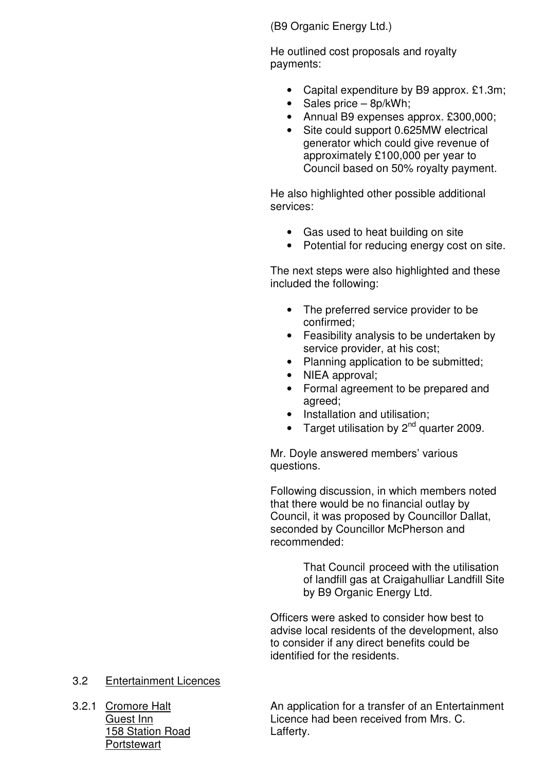(B9 Organic Energy Ltd.)

He outlined cost proposals and royalty payments:

- Capital expenditure by B9 approx. £1.3m;
- Sales price – 8p/kWh;
- Annual B9 expenses approx. £300,000;
- Site could support 0.625MW electrical generator which could give revenue of approximately £100,000 per year to Council based on 50% royalty payment.

He also highlighted other possible additional services:

- Gas used to heat building on site
- Potential for reducing energy cost on site.

The next steps were also highlighted and these included the following:

- The preferred service provider to be confirmed;
- Feasibility analysis to be undertaken by service provider, at his cost;
- Planning application to be submitted;
- NIEA approval;
- Formal agreement to be prepared and agreed;
- Installation and utilisation;
- Target utilisation by 2nd quarter 2009.

Mr. Doyle answered members' various questions.

Following discussion, in which members noted that there would be no financial outlay by Council, it was proposed by Councillor Dallat, seconded by Councillor McPherson and recommended:

> That Council proceed with the utilisation of landfill gas at Craigahulliar Landfill Site by B9 Organic Energy Ltd.

Officers were asked to consider how best to advise local residents of the development, also to consider if any direct benefits could be identified for the residents.

3.2 Entertainment Licences

3.2.1 Cromore Halt Guest Inn 158 Station Road Portstewart

An application for a transfer of an Entertainment Licence had been received from Mrs. C. Lafferty.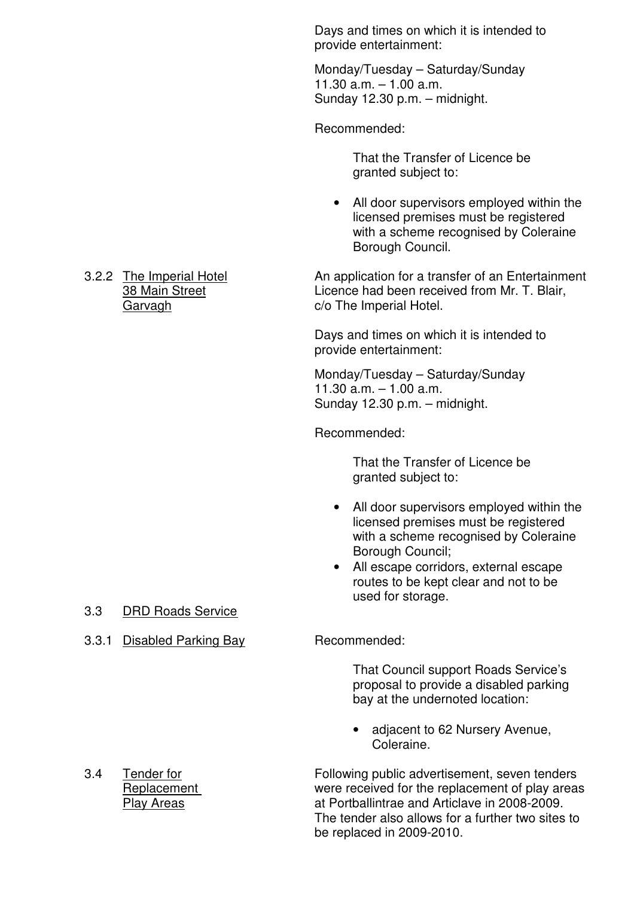Days and times on which it is intended to provide entertainment:

Monday/Tuesday – Saturday/Sunday
11.30 a.m. – 1.00 a.m.
Sunday 12.30 p.m. – midnight.

Recommended:

That the Transfer of Licence be granted subject to:

- All door supervisors employed within the licensed premises must be registered with a scheme recognised by Coleraine Borough Council.

3.2.2 The Imperial Hotel, 38 Main Street, Garvagh

An application for a transfer of an Entertainment Licence had been received from Mr. T. Blair, c/o The Imperial Hotel.

Days and times on which it is intended to provide entertainment:

Monday/Tuesday – Saturday/Sunday
11.30 a.m. – 1.00 a.m.
Sunday 12.30 p.m. – midnight.

Recommended:

That the Transfer of Licence be granted subject to:

- All door supervisors employed within the licensed premises must be registered with a scheme recognised by Coleraine Borough Council;
- All escape corridors, external escape routes to be kept clear and not to be used for storage.

3.3 DRD Roads Service

3.3.1 Disabled Parking Bay

Recommended:

That Council support Roads Service's proposal to provide a disabled parking bay at the undernoted location:

- adjacent to 62 Nursery Avenue, Coleraine.

3.4 Tender for Replacement Play Areas

Following public advertisement, seven tenders were received for the replacement of play areas at Portballintrae and Articlave in 2008-2009. The tender also allows for a further two sites to be replaced in 2009-2010.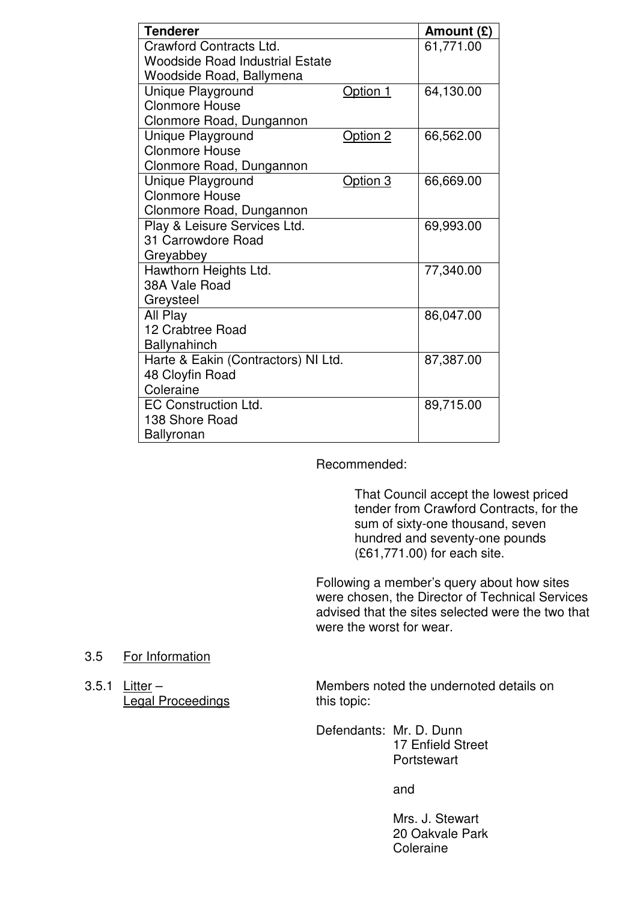| Tenderer | Amount (£) |
|---|---|
| Crawford Contracts Ltd.<br>Woodside Road Industrial Estate<br>Woodside Road, Ballymena | 61,771.00 |
| Unique Playground — Option 1<br>Clonmore House<br>Clonmore Road, Dungannon | 64,130.00 |
| Unique Playground — Option 2<br>Clonmore House<br>Clonmore Road, Dungannon | 66,562.00 |
| Unique Playground — Option 3<br>Clonmore House<br>Clonmore Road, Dungannon | 66,669.00 |
| Play & Leisure Services Ltd.<br>31 Carrowdore Road<br>Greyabbey | 69,993.00 |
| Hawthorn Heights Ltd.<br>38A Vale Road<br>Greysteel | 77,340.00 |
| All Play<br>12 Crabtree Road<br>Ballynahinch | 86,047.00 |
| Harte & Eakin (Contractors) NI Ltd.<br>48 Cloyfin Road<br>Coleraine | 87,387.00 |
| EC Construction Ltd.<br>138 Shore Road<br>Ballyronan | 89,715.00 |

Recommended:

> That Council accept the lowest priced tender from Crawford Contracts, for the sum of sixty-one thousand, seven hundred and seventy-one pounds (£61,771.00) for each site.

Following a member's query about how sites were chosen, the Director of Technical Services advised that the sites selected were the two that were the worst for wear.

3.5 For Information

3.5.1 Litter – Legal Proceedings

Members noted the undernoted details on this topic:

Defendants: Mr. D. Dunn
17 Enfield Street
Portstewart

and

Mrs. J. Stewart
20 Oakvale Park
Coleraine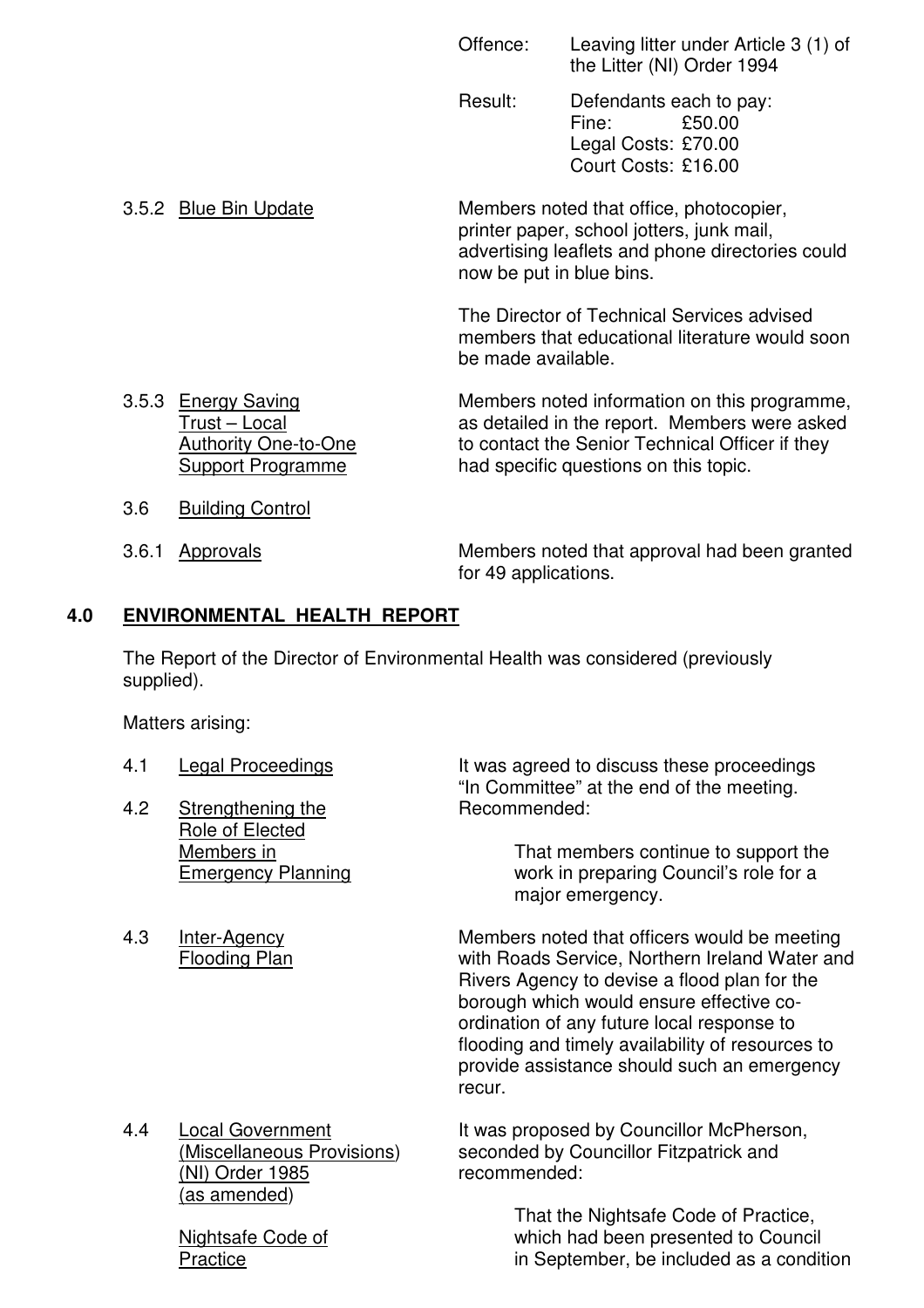Offence: Leaving litter under Article 3 (1) of the Litter (NI) Order 1994

Result: Defendants each to pay:
Fine: £50.00
Legal Costs: £70.00
Court Costs: £16.00

3.5.2 Blue Bin Update

Members noted that office, photocopier, printer paper, school jotters, junk mail, advertising leaflets and phone directories could now be put in blue bins.

The Director of Technical Services advised members that educational literature would soon be made available.

3.5.3 Energy Saving Trust – Local Authority One-to-One Support Programme

Members noted information on this programme, as detailed in the report. Members were asked to contact the Senior Technical Officer if they had specific questions on this topic.

3.6 Building Control

3.6.1 Approvals

Members noted that approval had been granted for 49 applications.

## 4.0 ENVIRONMENTAL HEALTH REPORT

The Report of the Director of Environmental Health was considered (previously supplied).

Matters arising:

4.1 Legal Proceedings

It was agreed to discuss these proceedings "In Committee" at the end of the meeting.

4.2 Strengthening the Role of Elected Members in Emergency Planning

Recommended:

> That members continue to support the work in preparing Council's role for a major emergency.

4.3 Inter-Agency Flooding Plan

Members noted that officers would be meeting with Roads Service, Northern Ireland Water and Rivers Agency to devise a flood plan for the borough which would ensure effective co-ordination of any future local response to flooding and timely availability of resources to provide assistance should such an emergency recur.

4.4 Local Government (Miscellaneous Provisions) (NI) Order 1985 (as amended)

Nightsafe Code of Practice

It was proposed by Councillor McPherson, seconded by Councillor Fitzpatrick and recommended:

> That the Nightsafe Code of Practice, which had been presented to Council in September, be included as a condition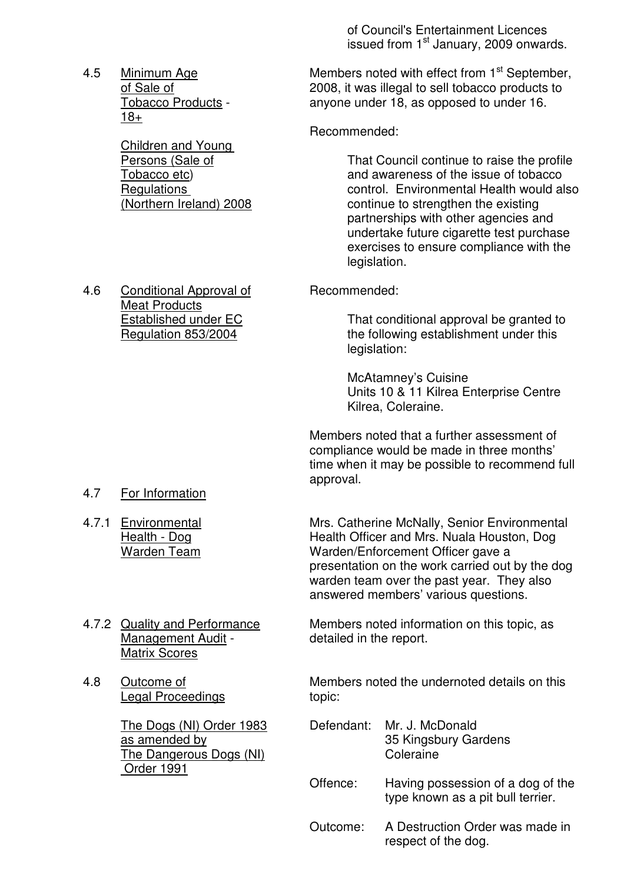of Council's Entertainment Licences issued from 1st January, 2009 onwards.

**4.5 Minimum Age of Sale of Tobacco Products - 18+**

**Children and Young Persons (Sale of Tobacco etc) Regulations (Northern Ireland) 2008**

Members noted with effect from 1st September, 2008, it was illegal to sell tobacco products to anyone under 18, as opposed to under 16.

Recommended:

> That Council continue to raise the profile and awareness of the issue of tobacco control. Environmental Health would also continue to strengthen the existing partnerships with other agencies and undertake future cigarette test purchase exercises to ensure compliance with the legislation.

**4.6 Conditional Approval of Meat Products Established under EC Regulation 853/2004**

Recommended:

> That conditional approval be granted to the following establishment under this legislation:
>
> McAtamney's Cuisine
> Units 10 & 11 Kilrea Enterprise Centre
> Kilrea, Coleraine.

Members noted that a further assessment of compliance would be made in three months' time when it may be possible to recommend full approval.

**4.7 For Information**

**4.7.1 Environmental Health - Dog Warden Team**

Mrs. Catherine McNally, Senior Environmental Health Officer and Mrs. Nuala Houston, Dog Warden/Enforcement Officer gave a presentation on the work carried out by the dog warden team over the past year. They also answered members' various questions.

**4.7.2 Quality and Performance Management Audit - Matrix Scores**

Members noted information on this topic, as detailed in the report.

**4.8 Outcome of Legal Proceedings**

**The Dogs (NI) Order 1983 as amended by The Dangerous Dogs (NI) Order 1991**

Members noted the undernoted details on this topic:

| | |
|---|---|
| Defendant: | Mr. J. McDonald<br>35 Kingsbury Gardens<br>Coleraine |
| Offence: | Having possession of a dog of the type known as a pit bull terrier. |
| Outcome: | A Destruction Order was made in respect of the dog. |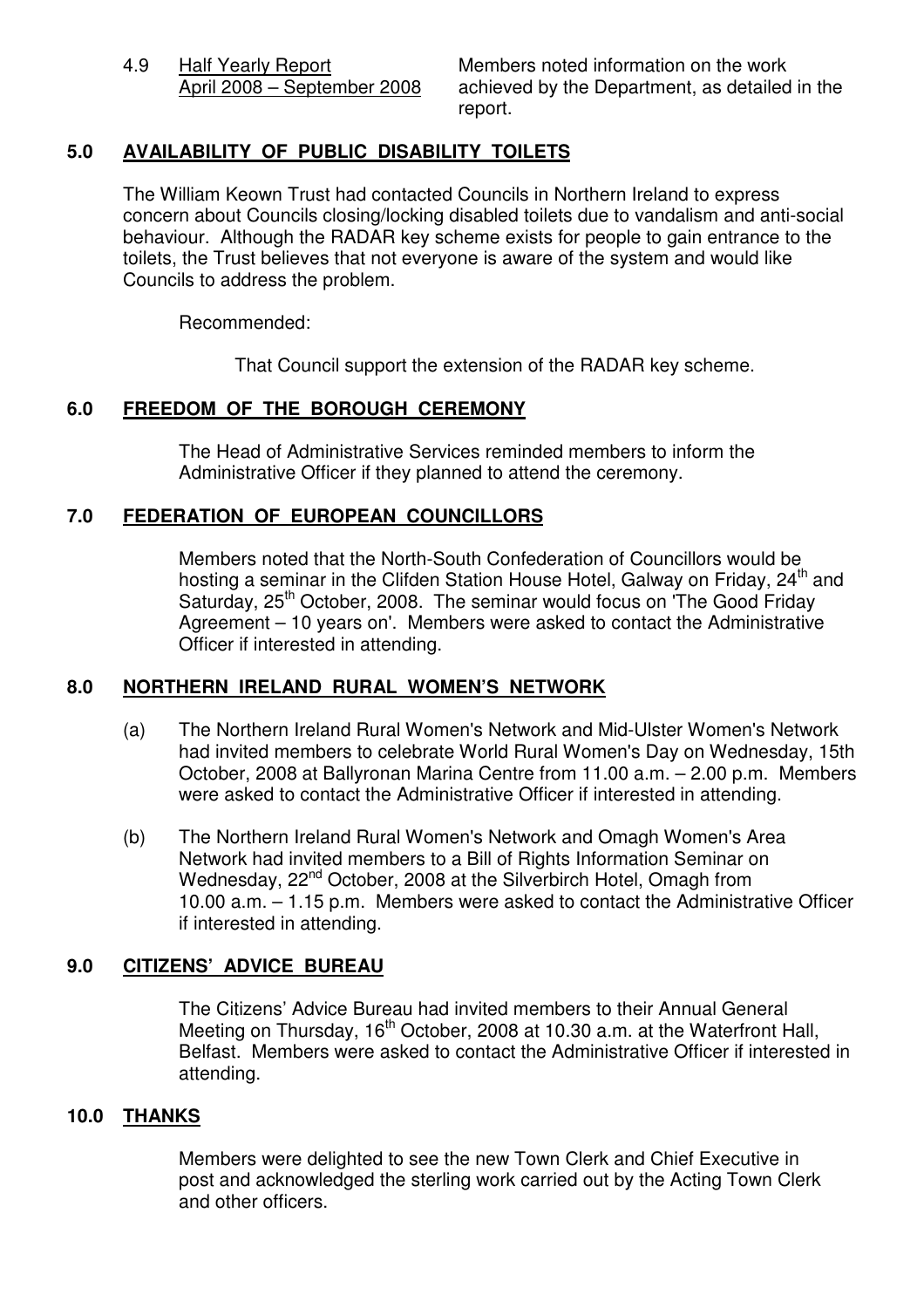4.9 Half Yearly Report April 2008 – September 2008

Members noted information on the work achieved by the Department, as detailed in the report.

## 5.0 AVAILABILITY OF PUBLIC DISABILITY TOILETS

The William Keown Trust had contacted Councils in Northern Ireland to express concern about Councils closing/locking disabled toilets due to vandalism and anti-social behaviour. Although the RADAR key scheme exists for people to gain entrance to the toilets, the Trust believes that not everyone is aware of the system and would like Councils to address the problem.

Recommended:

That Council support the extension of the RADAR key scheme.

## 6.0 FREEDOM OF THE BOROUGH CEREMONY

The Head of Administrative Services reminded members to inform the Administrative Officer if they planned to attend the ceremony.

## 7.0 FEDERATION OF EUROPEAN COUNCILLORS

Members noted that the North-South Confederation of Councillors would be hosting a seminar in the Clifden Station House Hotel, Galway on Friday, 24th and Saturday, 25th October, 2008. The seminar would focus on 'The Good Friday Agreement – 10 years on'. Members were asked to contact the Administrative Officer if interested in attending.

## 8.0 NORTHERN IRELAND RURAL WOMEN'S NETWORK

(a) The Northern Ireland Rural Women's Network and Mid-Ulster Women's Network had invited members to celebrate World Rural Women's Day on Wednesday, 15th October, 2008 at Ballyronan Marina Centre from 11.00 a.m. – 2.00 p.m. Members were asked to contact the Administrative Officer if interested in attending.

(b) The Northern Ireland Rural Women's Network and Omagh Women's Area Network had invited members to a Bill of Rights Information Seminar on Wednesday, 22nd October, 2008 at the Silverbirch Hotel, Omagh from 10.00 a.m. – 1.15 p.m. Members were asked to contact the Administrative Officer if interested in attending.

## 9.0 CITIZENS' ADVICE BUREAU

The Citizens' Advice Bureau had invited members to their Annual General Meeting on Thursday, 16th October, 2008 at 10.30 a.m. at the Waterfront Hall, Belfast. Members were asked to contact the Administrative Officer if interested in attending.

## 10.0 THANKS

Members were delighted to see the new Town Clerk and Chief Executive in post and acknowledged the sterling work carried out by the Acting Town Clerk and other officers.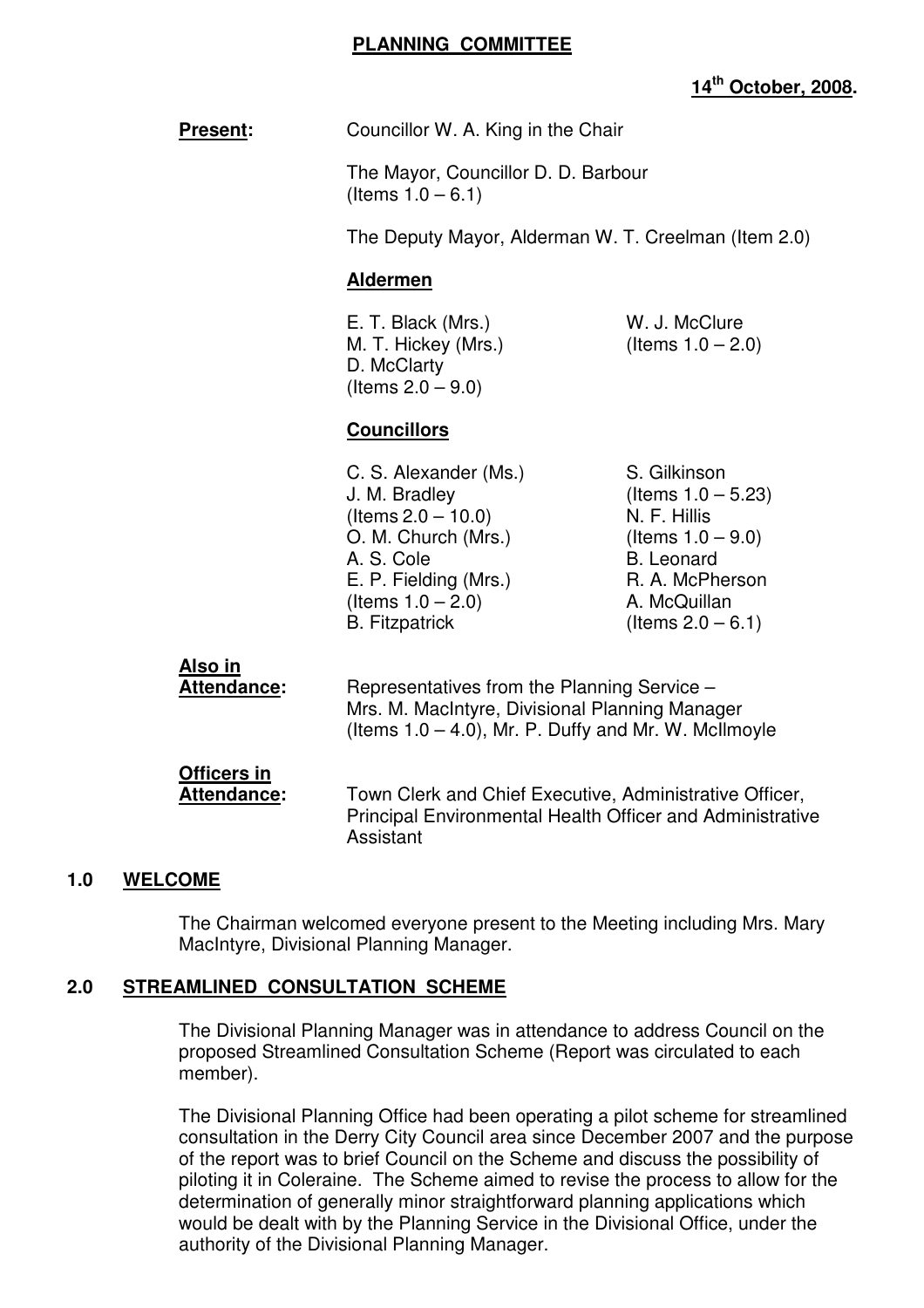# PLANNING COMMITTEE

**14th October, 2008.**

**Present:** Councillor W. A. King in the Chair

The Mayor, Councillor D. D. Barbour (Items 1.0 – 6.1)

The Deputy Mayor, Alderman W. T. Creelman (Item 2.0)

**Aldermen**

E. T. Black (Mrs.)
M. T. Hickey (Mrs.)
D. McClarty (Items 2.0 – 9.0)
W. J. McClure (Items 1.0 – 2.0)

**Councillors**

C. S. Alexander (Ms.)
J. M. Bradley (Items 2.0 – 10.0)
O. M. Church (Mrs.)
A. S. Cole
E. P. Fielding (Mrs.) (Items 1.0 – 2.0)
B. Fitzpatrick
S. Gilkinson (Items 1.0 – 5.23)
N. F. Hillis (Items 1.0 – 9.0)
B. Leonard
R. A. McPherson
A. McQuillan (Items 2.0 – 6.1)

**Also in Attendance:** Representatives from the Planning Service – Mrs. M. MacIntyre, Divisional Planning Manager (Items 1.0 – 4.0), Mr. P. Duffy and Mr. W. McIlmoyle

**Officers in Attendance:** Town Clerk and Chief Executive, Administrative Officer, Principal Environmental Health Officer and Administrative Assistant

## 1.0 WELCOME

The Chairman welcomed everyone present to the Meeting including Mrs. Mary MacIntyre, Divisional Planning Manager.

## 2.0 STREAMLINED CONSULTATION SCHEME

The Divisional Planning Manager was in attendance to address Council on the proposed Streamlined Consultation Scheme (Report was circulated to each member).

The Divisional Planning Office had been operating a pilot scheme for streamlined consultation in the Derry City Council area since December 2007 and the purpose of the report was to brief Council on the Scheme and discuss the possibility of piloting it in Coleraine. The Scheme aimed to revise the process to allow for the determination of generally minor straightforward planning applications which would be dealt with by the Planning Service in the Divisional Office, under the authority of the Divisional Planning Manager.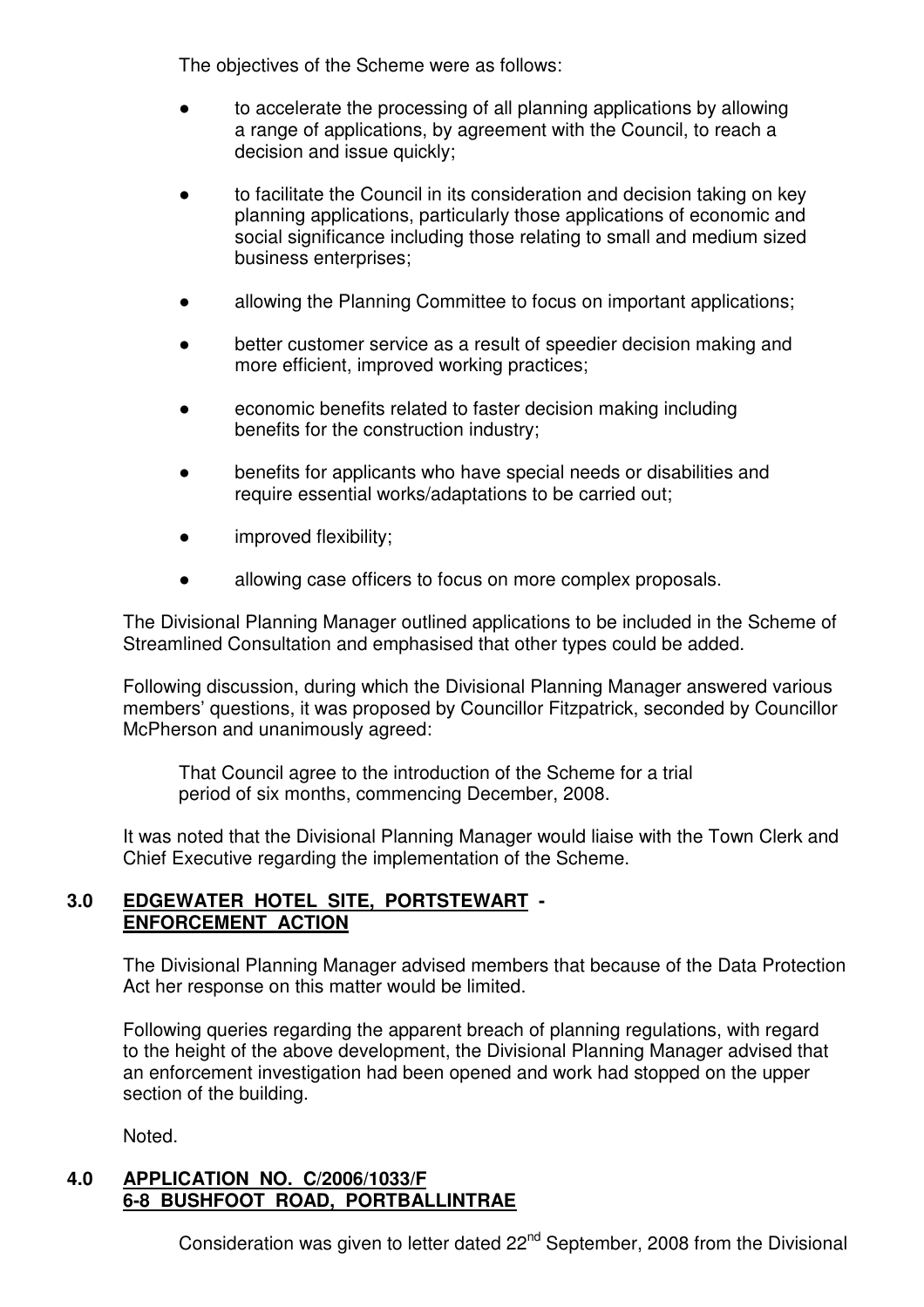The objectives of the Scheme were as follows:

- to accelerate the processing of all planning applications by allowing a range of applications, by agreement with the Council, to reach a decision and issue quickly;
- to facilitate the Council in its consideration and decision taking on key planning applications, particularly those applications of economic and social significance including those relating to small and medium sized business enterprises;
- allowing the Planning Committee to focus on important applications;
- better customer service as a result of speedier decision making and more efficient, improved working practices;
- economic benefits related to faster decision making including benefits for the construction industry;
- benefits for applicants who have special needs or disabilities and require essential works/adaptations to be carried out;
- improved flexibility;
- allowing case officers to focus on more complex proposals.

The Divisional Planning Manager outlined applications to be included in the Scheme of Streamlined Consultation and emphasised that other types could be added.

Following discussion, during which the Divisional Planning Manager answered various members' questions, it was proposed by Councillor Fitzpatrick, seconded by Councillor McPherson and unanimously agreed:

> That Council agree to the introduction of the Scheme for a trial period of six months, commencing December, 2008.

It was noted that the Divisional Planning Manager would liaise with the Town Clerk and Chief Executive regarding the implementation of the Scheme.

## 3.0 EDGEWATER HOTEL SITE, PORTSTEWART - ENFORCEMENT ACTION

The Divisional Planning Manager advised members that because of the Data Protection Act her response on this matter would be limited.

Following queries regarding the apparent breach of planning regulations, with regard to the height of the above development, the Divisional Planning Manager advised that an enforcement investigation had been opened and work had stopped on the upper section of the building.

Noted.

## 4.0 APPLICATION NO. C/2006/1033/F 6-8 BUSHFOOT ROAD, PORTBALLINTRAE

Consideration was given to letter dated 22nd September, 2008 from the Divisional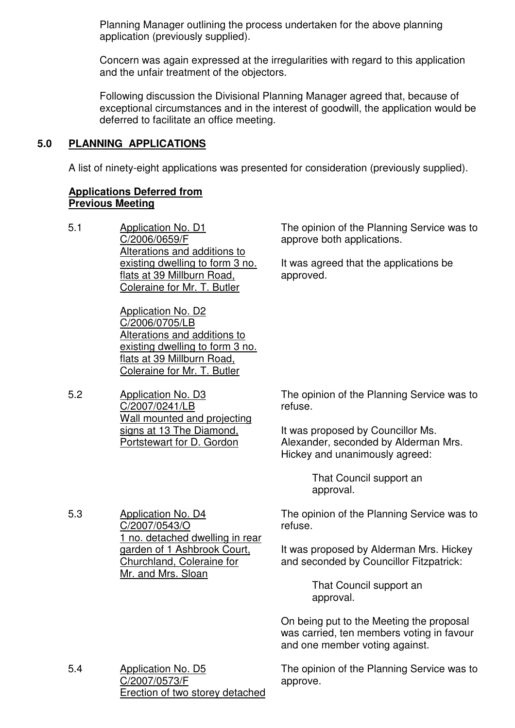Planning Manager outlining the process undertaken for the above planning application (previously supplied).

Concern was again expressed at the irregularities with regard to this application and the unfair treatment of the objectors.

Following discussion the Divisional Planning Manager agreed that, because of exceptional circumstances and in the interest of goodwill, the application would be deferred to facilitate an office meeting.

## 5.0 PLANNING APPLICATIONS

A list of ninety-eight applications was presented for consideration (previously supplied).

**Applications Deferred from Previous Meeting**

5.1 Application No. D1
C/2006/0659/F
Alterations and additions to existing dwelling to form 3 no. flats at 39 Millburn Road, Coleraine for Mr. T. Butler

Application No. D2
C/2006/0705/LB
Alterations and additions to existing dwelling to form 3 no. flats at 39 Millburn Road, Coleraine for Mr. T. Butler

The opinion of the Planning Service was to approve both applications.

It was agreed that the applications be approved.

5.2 Application No. D3
C/2007/0241/LB
Wall mounted and projecting signs at 13 The Diamond, Portstewart for D. Gordon

The opinion of the Planning Service was to refuse.

It was proposed by Councillor Ms. Alexander, seconded by Alderman Mrs. Hickey and unanimously agreed:

> That Council support an approval.

5.3 Application No. D4
C/2007/0543/O
1 no. detached dwelling in rear garden of 1 Ashbrook Court, Churchland, Coleraine for Mr. and Mrs. Sloan

The opinion of the Planning Service was to refuse.

It was proposed by Alderman Mrs. Hickey and seconded by Councillor Fitzpatrick:

> That Council support an approval.

On being put to the Meeting the proposal was carried, ten members voting in favour and one member voting against.

5.4 Application No. D5
C/2007/0573/F
Erection of two storey detached

The opinion of the Planning Service was to approve.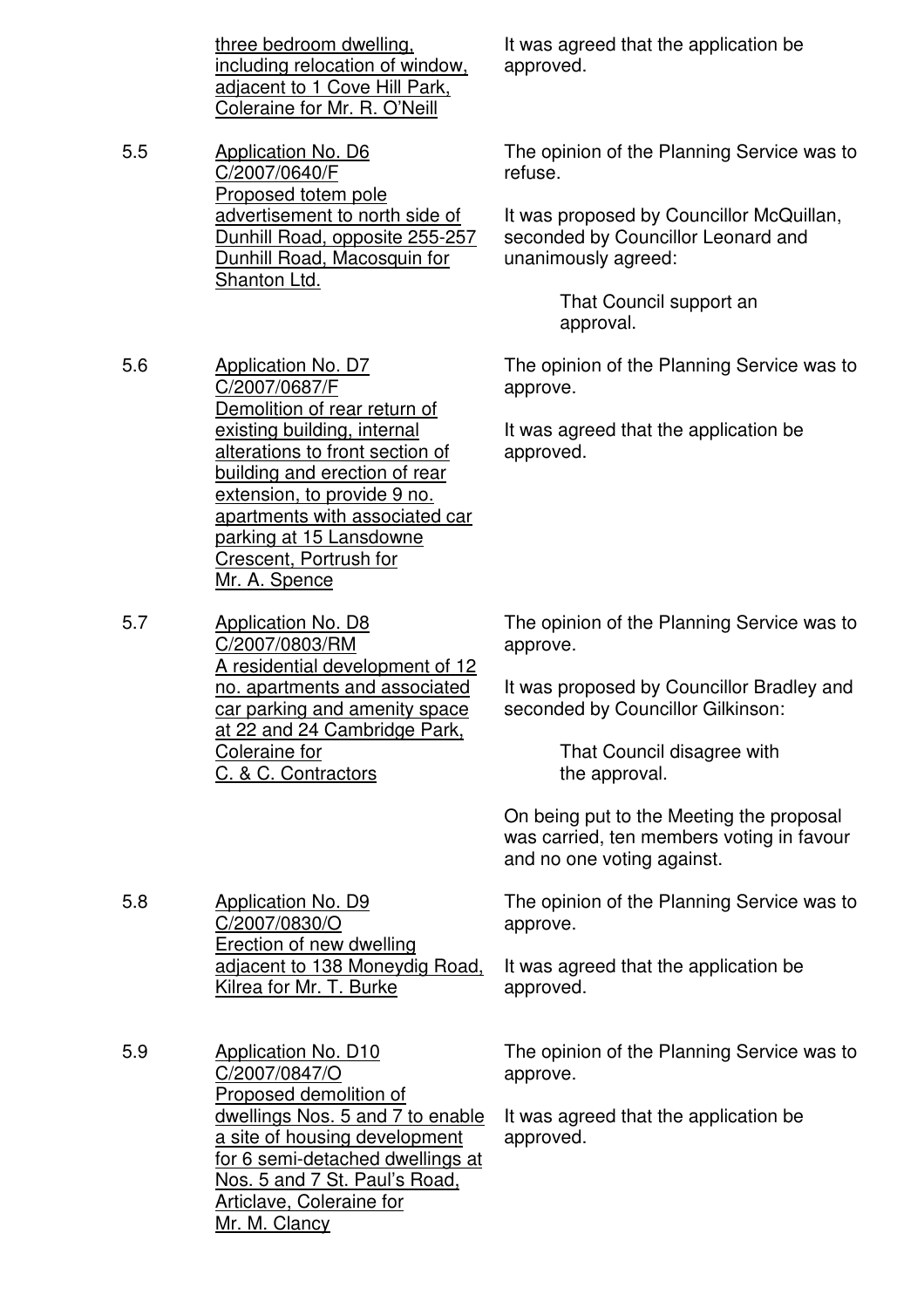three bedroom dwelling, including relocation of window, adjacent to 1 Cove Hill Park, Coleraine for Mr. R. O'Neill

It was agreed that the application be approved.

5.5 Application No. D6 C/2007/0640/F Proposed totem pole advertisement to north side of Dunhill Road, opposite 255-257 Dunhill Road, Macosquin for Shanton Ltd.

The opinion of the Planning Service was to refuse.

It was proposed by Councillor McQuillan, seconded by Councillor Leonard and unanimously agreed:

> That Council support an approval.

5.6 Application No. D7 C/2007/0687/F Demolition of rear return of existing building, internal alterations to front section of building and erection of rear extension, to provide 9 no. apartments with associated car parking at 15 Lansdowne Crescent, Portrush for Mr. A. Spence

The opinion of the Planning Service was to approve.

It was agreed that the application be approved.

5.7 Application No. D8 C/2007/0803/RM A residential development of 12 no. apartments and associated car parking and amenity space at 22 and 24 Cambridge Park, Coleraine for C. & C. Contractors

The opinion of the Planning Service was to approve.

It was proposed by Councillor Bradley and seconded by Councillor Gilkinson:

> That Council disagree with the approval.

On being put to the Meeting the proposal was carried, ten members voting in favour and no one voting against.

5.8 Application No. D9 C/2007/0830/O Erection of new dwelling adjacent to 138 Moneydig Road, Kilrea for Mr. T. Burke

The opinion of the Planning Service was to approve.

It was agreed that the application be approved.

5.9 Application No. D10 C/2007/0847/O Proposed demolition of dwellings Nos. 5 and 7 to enable a site of housing development for 6 semi-detached dwellings at Nos. 5 and 7 St. Paul's Road, Articlave, Coleraine for Mr. M. Clancy

The opinion of the Planning Service was to approve.

It was agreed that the application be approved.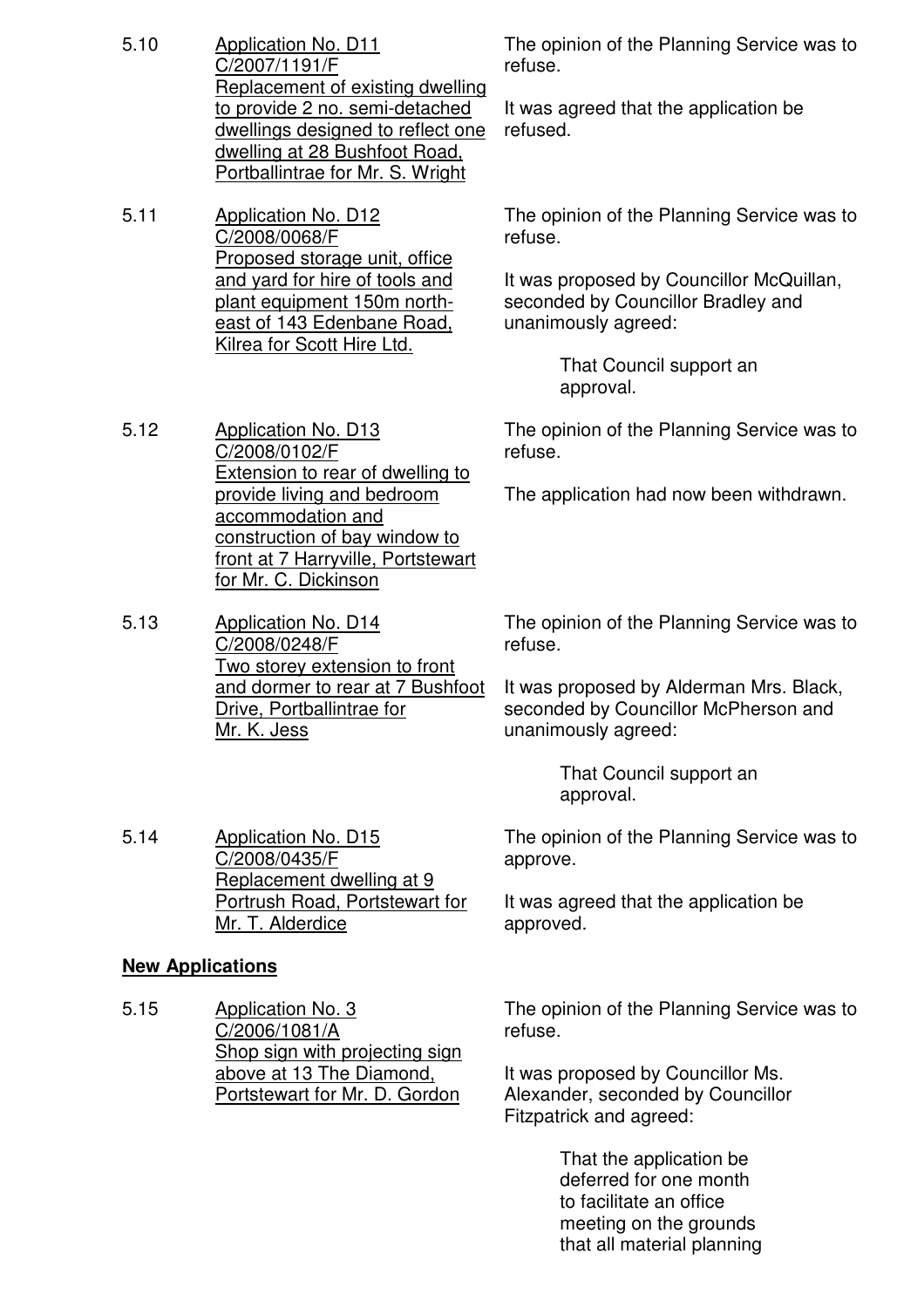5.10 <u>Application No. D11 C/2007/1191/F Replacement of existing dwelling to provide 2 no. semi-detached dwellings designed to reflect one dwelling at 28 Bushfoot Road, Portballintrae for Mr. S. Wright</u>

The opinion of the Planning Service was to refuse.

It was agreed that the application be refused.

5.11 <u>Application No. D12 C/2008/0068/F Proposed storage unit, office and yard for hire of tools and plant equipment 150m north-east of 143 Edenbane Road, Kilrea for Scott Hire Ltd.</u>

The opinion of the Planning Service was to refuse.

It was proposed by Councillor McQuillan, seconded by Councillor Bradley and unanimously agreed:

> That Council support an approval.

5.12 <u>Application No. D13 C/2008/0102/F Extension to rear of dwelling to provide living and bedroom accommodation and construction of bay window to front at 7 Harryville, Portstewart for Mr. C. Dickinson</u>

The opinion of the Planning Service was to refuse.

The application had now been withdrawn.

5.13 <u>Application No. D14 C/2008/0248/F Two storey extension to front and dormer to rear at 7 Bushfoot Drive, Portballintrae for Mr. K. Jess</u>

The opinion of the Planning Service was to refuse.

It was proposed by Alderman Mrs. Black, seconded by Councillor McPherson and unanimously agreed:

> That Council support an approval.

5.14 <u>Application No. D15 C/2008/0435/F Replacement dwelling at 9 Portrush Road, Portstewart for Mr. T. Alderdice</u>

The opinion of the Planning Service was to approve.

It was agreed that the application be approved.

**<u>New Applications</u>**

5.15 <u>Application No. 3 C/2006/1081/A Shop sign with projecting sign above at 13 The Diamond, Portstewart for Mr. D. Gordon</u>

The opinion of the Planning Service was to refuse.

It was proposed by Councillor Ms. Alexander, seconded by Councillor Fitzpatrick and agreed:

> That the application be deferred for one month to facilitate an office meeting on the grounds that all material planning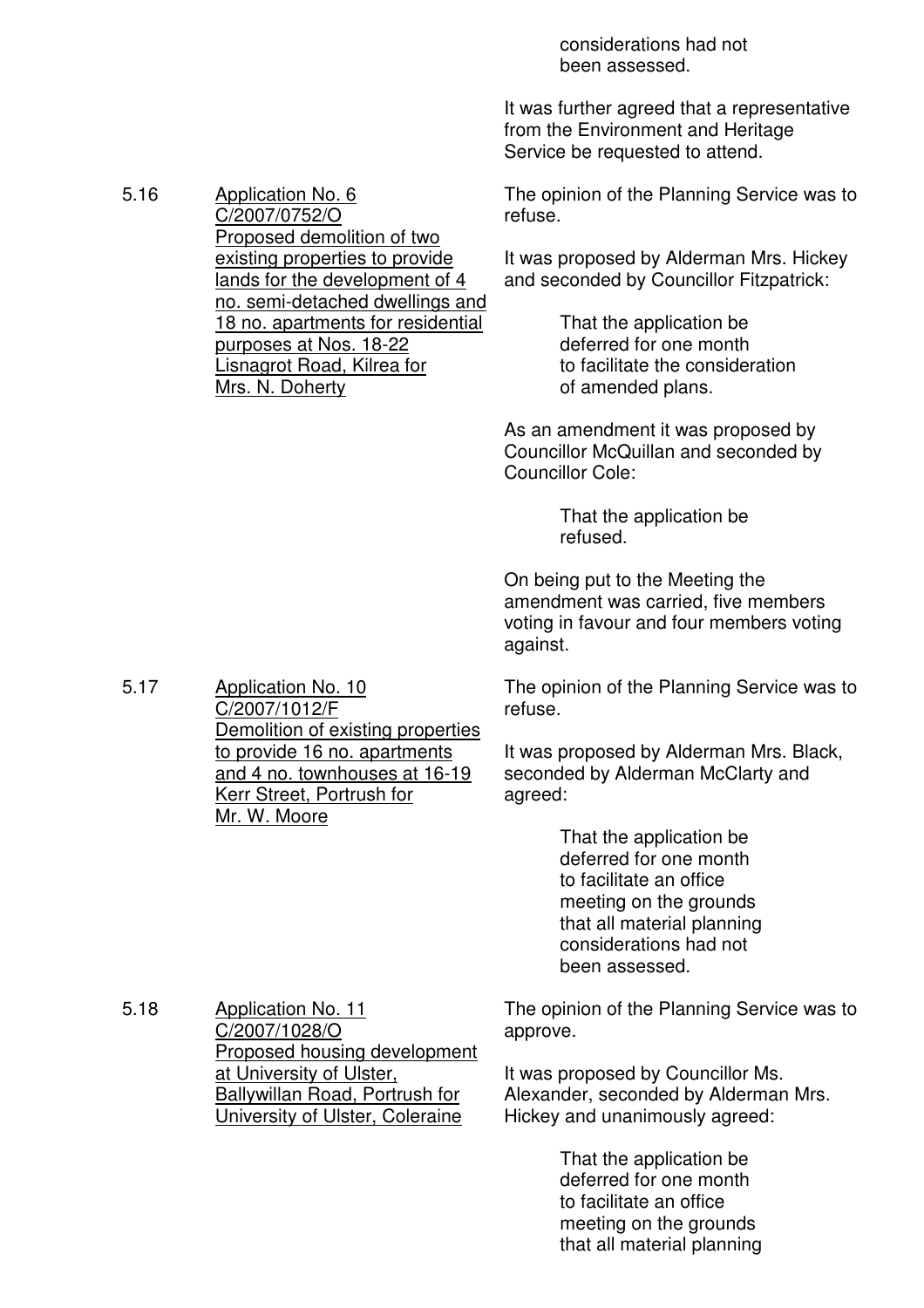considerations had not been assessed.

It was further agreed that a representative from the Environment and Heritage Service be requested to attend.

5.16 Application No. 6
C/2007/0752/O
Proposed demolition of two existing properties to provide lands for the development of 4 no. semi-detached dwellings and 18 no. apartments for residential purposes at Nos. 18-22 Lisnagrot Road, Kilrea for Mrs. N. Doherty

The opinion of the Planning Service was to refuse.

It was proposed by Alderman Mrs. Hickey and seconded by Councillor Fitzpatrick:

> That the application be deferred for one month to facilitate the consideration of amended plans.

As an amendment it was proposed by Councillor McQuillan and seconded by Councillor Cole:

> That the application be refused.

On being put to the Meeting the amendment was carried, five members voting in favour and four members voting against.

5.17 Application No. 10
C/2007/1012/F
Demolition of existing properties to provide 16 no. apartments and 4 no. townhouses at 16-19 Kerr Street, Portrush for Mr. W. Moore

The opinion of the Planning Service was to refuse.

It was proposed by Alderman Mrs. Black, seconded by Alderman McClarty and agreed:

> That the application be deferred for one month to facilitate an office meeting on the grounds that all material planning considerations had not been assessed.

5.18 Application No. 11
C/2007/1028/O
Proposed housing development at University of Ulster, Ballywillan Road, Portrush for University of Ulster, Coleraine

The opinion of the Planning Service was to approve.

It was proposed by Councillor Ms. Alexander, seconded by Alderman Mrs. Hickey and unanimously agreed:

> That the application be deferred for one month to facilitate an office meeting on the grounds that all material planning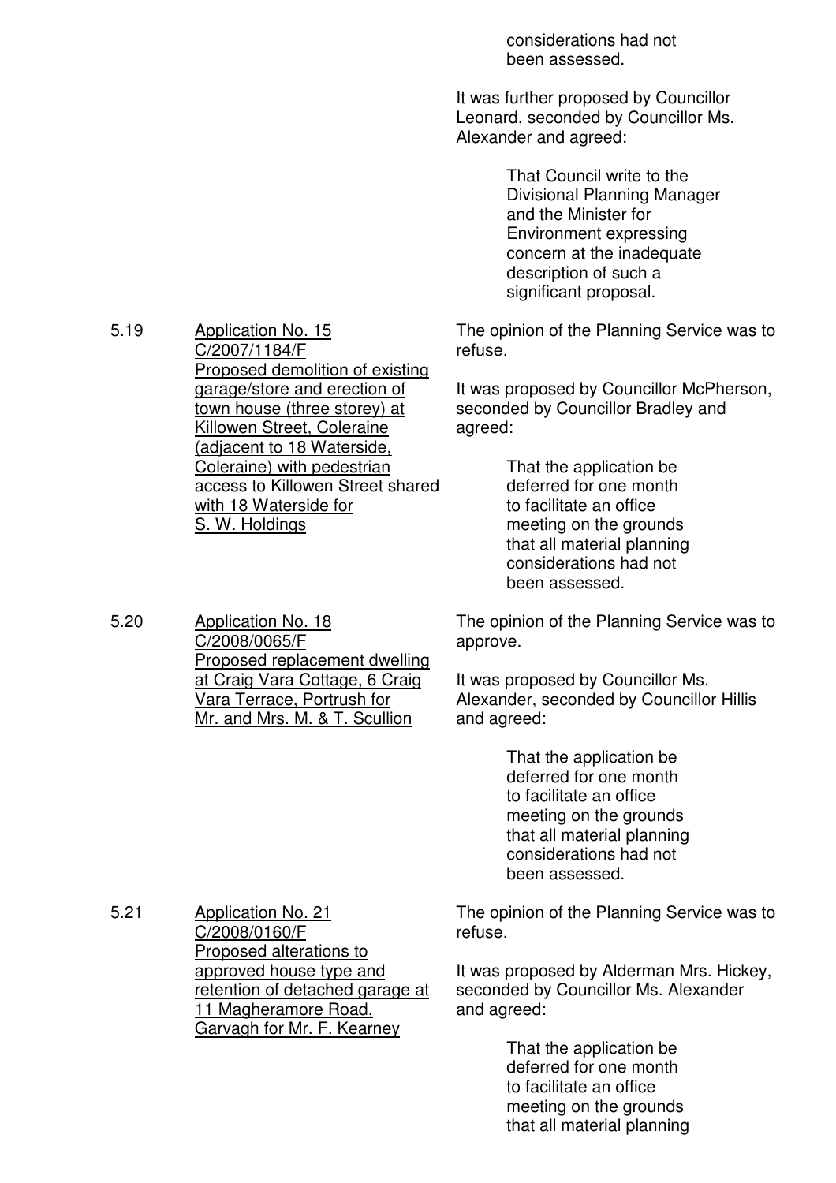considerations had not been assessed.

It was further proposed by Councillor Leonard, seconded by Councillor Ms. Alexander and agreed:

> That Council write to the Divisional Planning Manager and the Minister for Environment expressing concern at the inadequate description of such a significant proposal.

5.19 <u>Application No. 15 C/2007/1184/F Proposed demolition of existing garage/store and erection of town house (three storey) at Killowen Street, Coleraine (adjacent to 18 Waterside, Coleraine) with pedestrian access to Killowen Street shared with 18 Waterside for S. W. Holdings</u>

The opinion of the Planning Service was to refuse.

It was proposed by Councillor McPherson, seconded by Councillor Bradley and agreed:

> That the application be deferred for one month to facilitate an office meeting on the grounds that all material planning considerations had not been assessed.

5.20 <u>Application No. 18 C/2008/0065/F Proposed replacement dwelling at Craig Vara Cottage, 6 Craig Vara Terrace, Portrush for Mr. and Mrs. M. & T. Scullion</u>

The opinion of the Planning Service was to approve.

It was proposed by Councillor Ms. Alexander, seconded by Councillor Hillis and agreed:

> That the application be deferred for one month to facilitate an office meeting on the grounds that all material planning considerations had not been assessed.

5.21 <u>Application No. 21 C/2008/0160/F Proposed alterations to approved house type and retention of detached garage at 11 Magheramore Road, Garvagh for Mr. F. Kearney</u>

The opinion of the Planning Service was to refuse.

It was proposed by Alderman Mrs. Hickey, seconded by Councillor Ms. Alexander and agreed:

> That the application be deferred for one month to facilitate an office meeting on the grounds that all material planning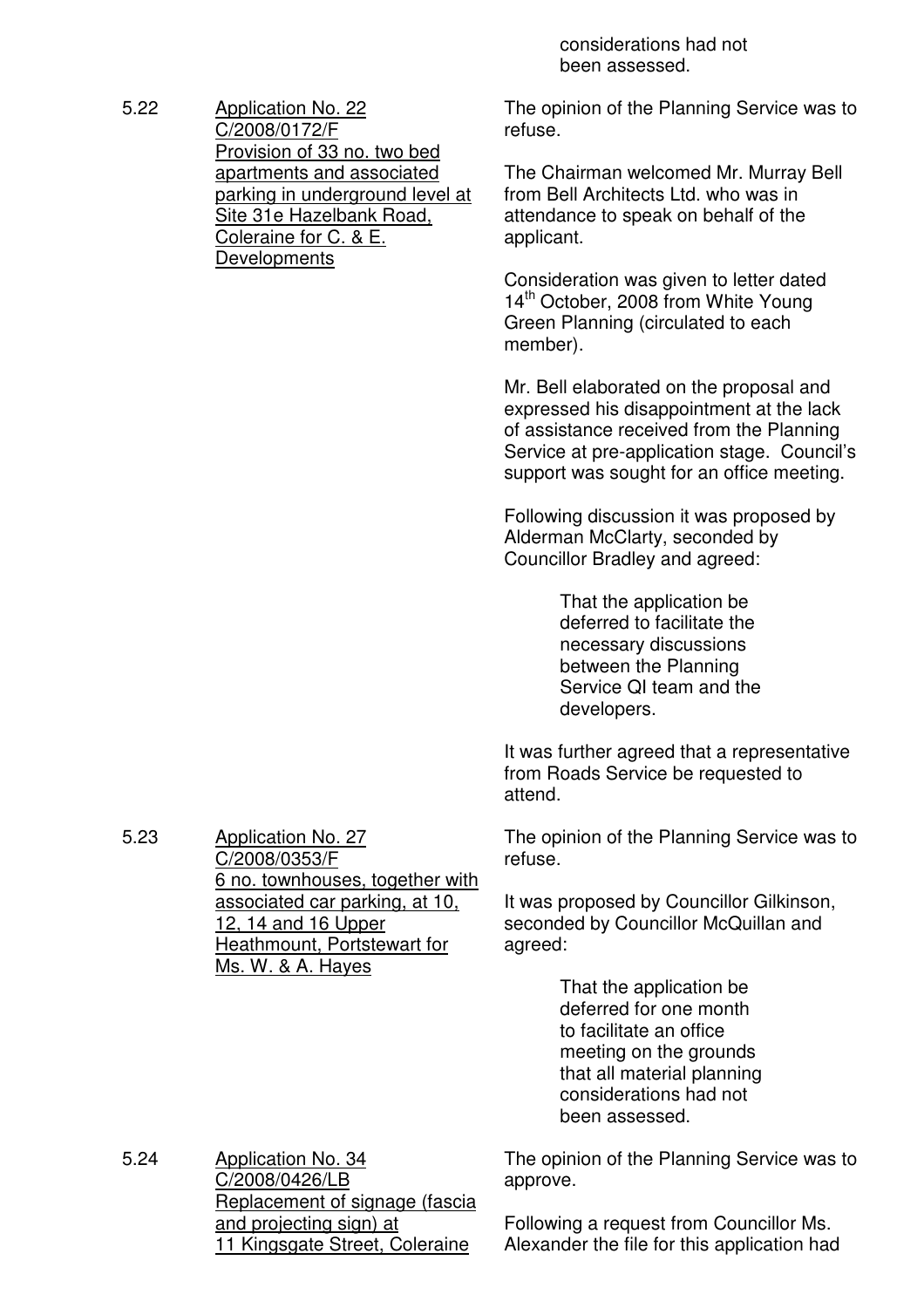considerations had not been assessed.

5.22 Application No. 22
C/2008/0172/F
Provision of 33 no. two bed apartments and associated parking in underground level at Site 31e Hazelbank Road, Coleraine for C. & E. Developments

The opinion of the Planning Service was to refuse.

The Chairman welcomed Mr. Murray Bell from Bell Architects Ltd. who was in attendance to speak on behalf of the applicant.

Consideration was given to letter dated 14th October, 2008 from White Young Green Planning (circulated to each member).

Mr. Bell elaborated on the proposal and expressed his disappointment at the lack of assistance received from the Planning Service at pre-application stage. Council's support was sought for an office meeting.

Following discussion it was proposed by Alderman McClarty, seconded by Councillor Bradley and agreed:

> That the application be deferred to facilitate the necessary discussions between the Planning Service QI team and the developers.

It was further agreed that a representative from Roads Service be requested to attend.

5.23 Application No. 27
C/2008/0353/F
6 no. townhouses, together with associated car parking, at 10, 12, 14 and 16 Upper Heathmount, Portstewart for Ms. W. & A. Hayes

The opinion of the Planning Service was to refuse.

It was proposed by Councillor Gilkinson, seconded by Councillor McQuillan and agreed:

> That the application be deferred for one month to facilitate an office meeting on the grounds that all material planning considerations had not been assessed.

5.24 Application No. 34
C/2008/0426/LB
Replacement of signage (fascia and projecting sign) at 11 Kingsgate Street, Coleraine

The opinion of the Planning Service was to approve.

Following a request from Councillor Ms. Alexander the file for this application had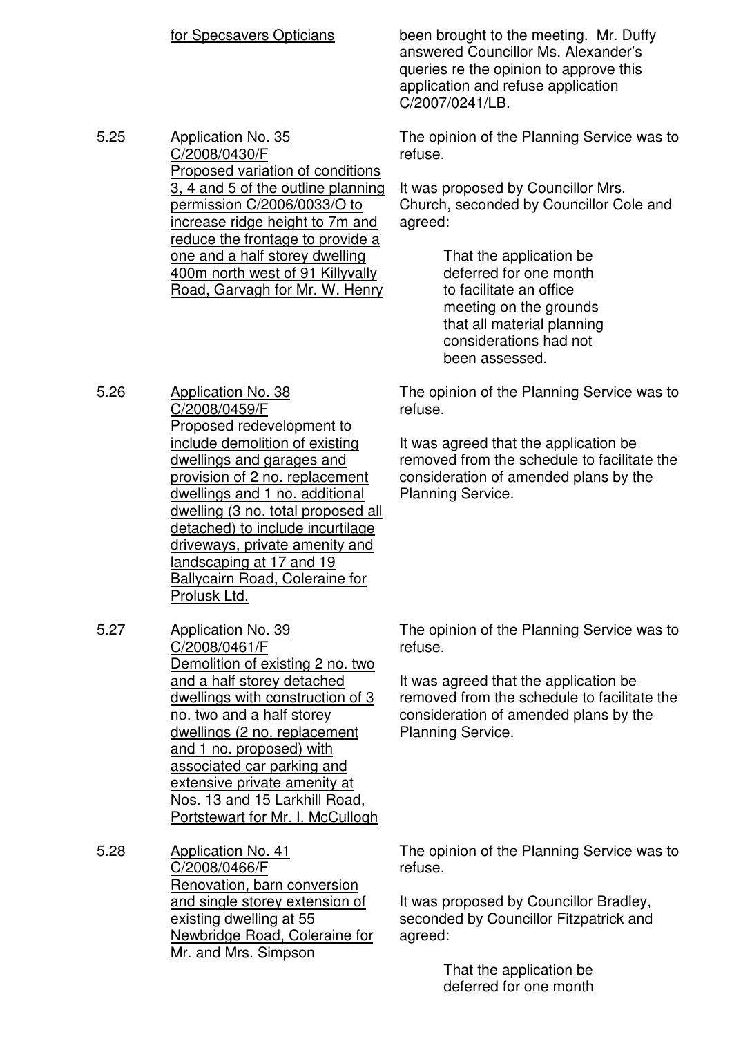for Specsavers Opticians

been brought to the meeting. Mr. Duffy answered Councillor Ms. Alexander's queries re the opinion to approve this application and refuse application C/2007/0241/LB.

5.25 Application No. 35 C/2008/0430/F Proposed variation of conditions 3, 4 and 5 of the outline planning permission C/2006/0033/O to increase ridge height to 7m and reduce the frontage to provide a one and a half storey dwelling 400m north west of 91 Killyvally Road, Garvagh for Mr. W. Henry

The opinion of the Planning Service was to refuse.

It was proposed by Councillor Mrs. Church, seconded by Councillor Cole and agreed:

> That the application be deferred for one month to facilitate an office meeting on the grounds that all material planning considerations had not been assessed.

5.26 Application No. 38 C/2008/0459/F Proposed redevelopment to include demolition of existing dwellings and garages and provision of 2 no. replacement dwellings and 1 no. additional dwelling (3 no. total proposed all detached) to include incurtilage driveways, private amenity and landscaping at 17 and 19 Ballycairn Road, Coleraine for Prolusk Ltd.

The opinion of the Planning Service was to refuse.

It was agreed that the application be removed from the schedule to facilitate the consideration of amended plans by the Planning Service.

5.27 Application No. 39 C/2008/0461/F Demolition of existing 2 no. two and a half storey detached dwellings with construction of 3 no. two and a half storey dwellings (2 no. replacement and 1 no. proposed) with associated car parking and extensive private amenity at Nos. 13 and 15 Larkhill Road, Portstewart for Mr. I. McCullogh

The opinion of the Planning Service was to refuse.

It was agreed that the application be removed from the schedule to facilitate the consideration of amended plans by the Planning Service.

5.28 Application No. 41 C/2008/0466/F Renovation, barn conversion and single storey extension of existing dwelling at 55 Newbridge Road, Coleraine for Mr. and Mrs. Simpson

The opinion of the Planning Service was to refuse.

It was proposed by Councillor Bradley, seconded by Councillor Fitzpatrick and agreed:

> That the application be deferred for one month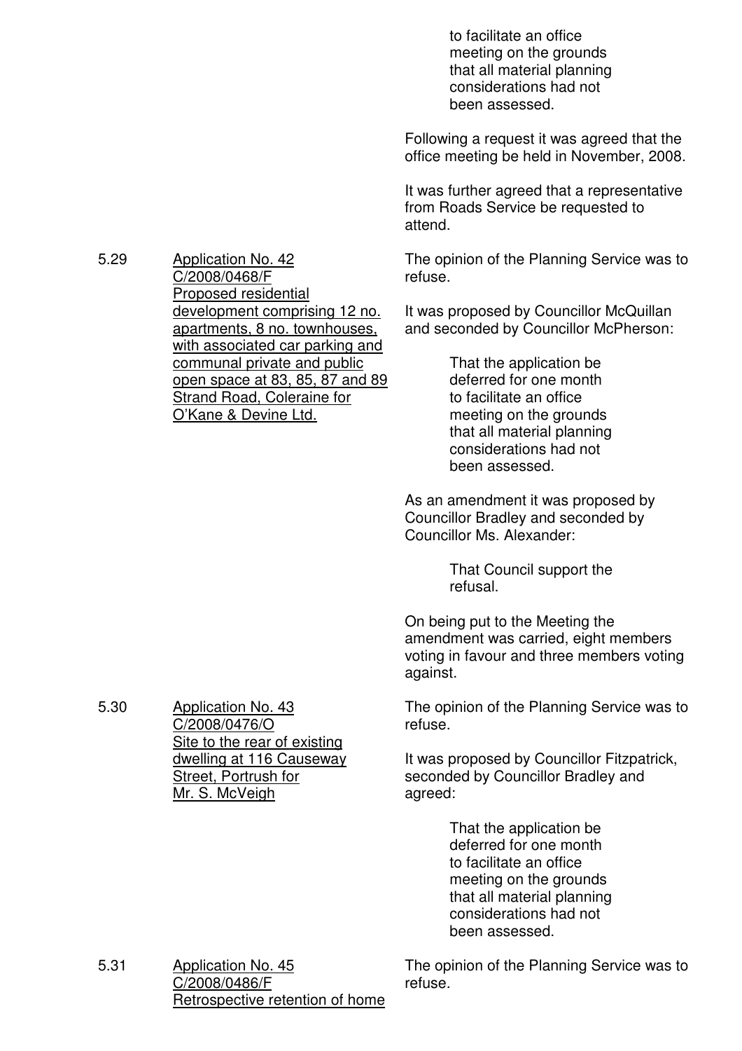to facilitate an office meeting on the grounds that all material planning considerations had not been assessed.

Following a request it was agreed that the office meeting be held in November, 2008.

It was further agreed that a representative from Roads Service be requested to attend.

5.29 <u>Application No. 42 C/2008/0468/F Proposed residential development comprising 12 no. apartments, 8 no. townhouses, with associated car parking and communal private and public open space at 83, 85, 87 and 89 Strand Road, Coleraine for O'Kane & Devine Ltd.</u>

The opinion of the Planning Service was to refuse.

It was proposed by Councillor McQuillan and seconded by Councillor McPherson:

> That the application be deferred for one month to facilitate an office meeting on the grounds that all material planning considerations had not been assessed.

As an amendment it was proposed by Councillor Bradley and seconded by Councillor Ms. Alexander:

> That Council support the refusal.

On being put to the Meeting the amendment was carried, eight members voting in favour and three members voting against.

5.30 <u>Application No. 43 C/2008/0476/O Site to the rear of existing dwelling at 116 Causeway Street, Portrush for Mr. S. McVeigh</u>

The opinion of the Planning Service was to refuse.

It was proposed by Councillor Fitzpatrick, seconded by Councillor Bradley and agreed:

> That the application be deferred for one month to facilitate an office meeting on the grounds that all material planning considerations had not been assessed.

5.31 <u>Application No. 45 C/2008/0486/F Retrospective retention of home</u>

The opinion of the Planning Service was to refuse.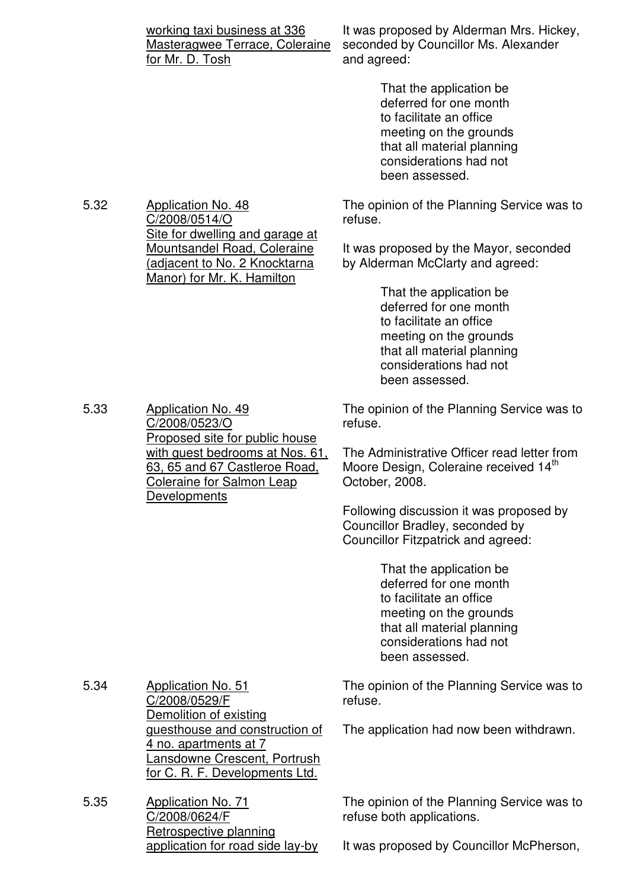working taxi business at 336 Masteragwee Terrace, Coleraine for Mr. D. Tosh

It was proposed by Alderman Mrs. Hickey, seconded by Councillor Ms. Alexander and agreed:

> That the application be deferred for one month to facilitate an office meeting on the grounds that all material planning considerations had not been assessed.

5.32 Application No. 48 C/2008/0514/O Site for dwelling and garage at Mountsandel Road, Coleraine (adjacent to No. 2 Knocktarna Manor) for Mr. K. Hamilton

The opinion of the Planning Service was to refuse.

It was proposed by the Mayor, seconded by Alderman McClarty and agreed:

> That the application be deferred for one month to facilitate an office meeting on the grounds that all material planning considerations had not been assessed.

5.33 Application No. 49 C/2008/0523/O Proposed site for public house with guest bedrooms at Nos. 61, 63, 65 and 67 Castleroe Road, Coleraine for Salmon Leap Developments

The opinion of the Planning Service was to refuse.

The Administrative Officer read letter from Moore Design, Coleraine received 14th October, 2008.

Following discussion it was proposed by Councillor Bradley, seconded by Councillor Fitzpatrick and agreed:

> That the application be deferred for one month to facilitate an office meeting on the grounds that all material planning considerations had not been assessed.

5.34 Application No. 51 C/2008/0529/F Demolition of existing guesthouse and construction of 4 no. apartments at 7 Lansdowne Crescent, Portrush for C. R. F. Developments Ltd.

The opinion of the Planning Service was to refuse.

The application had now been withdrawn.

5.35 Application No. 71 C/2008/0624/F Retrospective planning application for road side lay-by

The opinion of the Planning Service was to refuse both applications.

It was proposed by Councillor McPherson,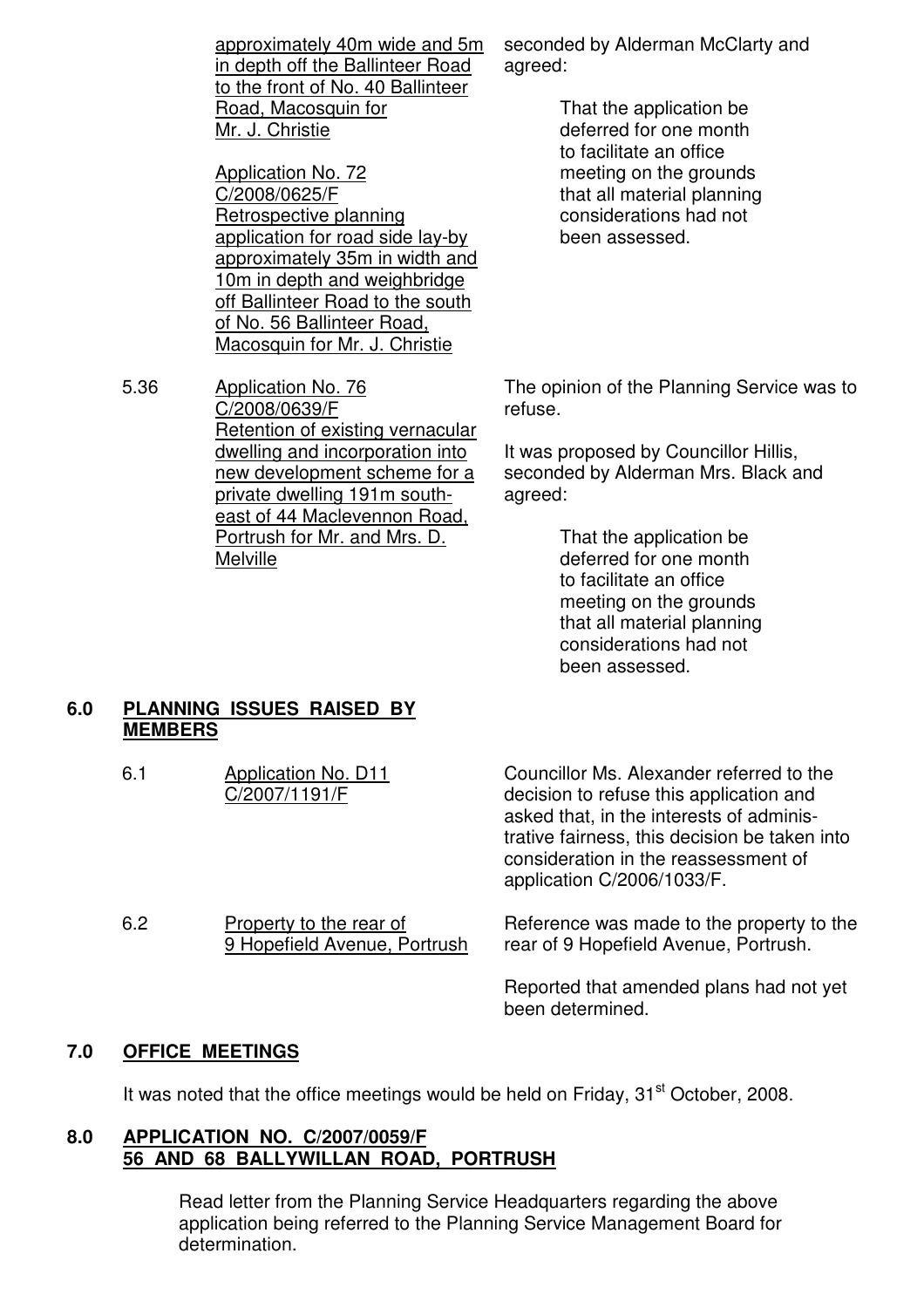approximately 40m wide and 5m in depth off the Ballinteer Road to the front of No. 40 Ballinteer Road, Macosquin for Mr. J. Christie

Application No. 72
C/2008/0625/F
Retrospective planning application for road side lay-by approximately 35m in width and 10m in depth and weighbridge off Ballinteer Road to the south of No. 56 Ballinteer Road, Macosquin for Mr. J. Christie

seconded by Alderman McClarty and agreed:

> That the application be deferred for one month to facilitate an office meeting on the grounds that all material planning considerations had not been assessed.

5.36 Application No. 76
C/2008/0639/F
Retention of existing vernacular dwelling and incorporation into new development scheme for a private dwelling 191m south-east of 44 Maclevennon Road, Portrush for Mr. and Mrs. D. Melville

The opinion of the Planning Service was to refuse.

It was proposed by Councillor Hillis, seconded by Alderman Mrs. Black and agreed:

> That the application be deferred for one month to facilitate an office meeting on the grounds that all material planning considerations had not been assessed.

## 6.0 PLANNING ISSUES RAISED BY MEMBERS

6.1 Application No. D11
C/2007/1191/F

Councillor Ms. Alexander referred to the decision to refuse this application and asked that, in the interests of administrative fairness, this decision be taken into consideration in the reassessment of application C/2006/1033/F.

6.2 Property to the rear of 9 Hopefield Avenue, Portrush

Reference was made to the property to the rear of 9 Hopefield Avenue, Portrush.

Reported that amended plans had not yet been determined.

## 7.0 OFFICE MEETINGS

It was noted that the office meetings would be held on Friday, 31st October, 2008.

## 8.0 APPLICATION NO. C/2007/0059/F 56 AND 68 BALLYWILLAN ROAD, PORTRUSH

Read letter from the Planning Service Headquarters regarding the above application being referred to the Planning Service Management Board for determination.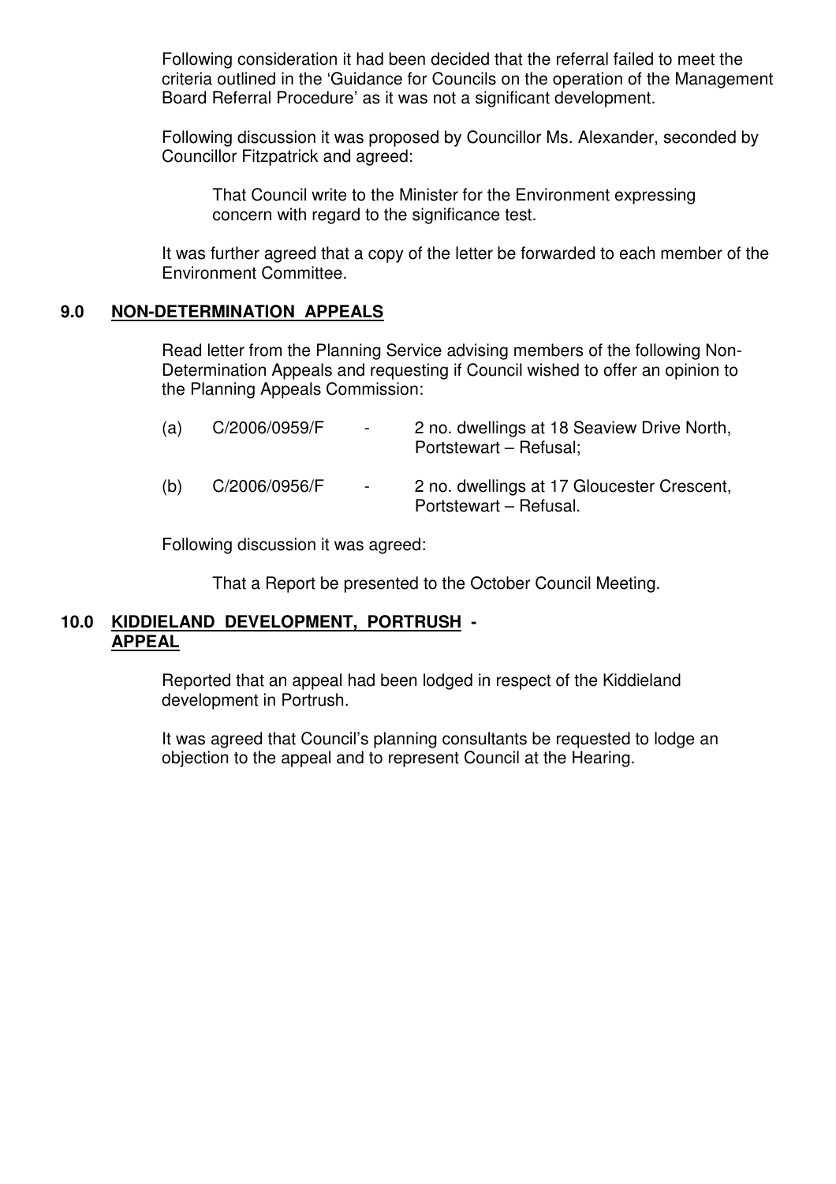Following consideration it had been decided that the referral failed to meet the criteria outlined in the 'Guidance for Councils on the operation of the Management Board Referral Procedure' as it was not a significant development.

Following discussion it was proposed by Councillor Ms. Alexander, seconded by Councillor Fitzpatrick and agreed:

> That Council write to the Minister for the Environment expressing concern with regard to the significance test.

It was further agreed that a copy of the letter be forwarded to each member of the Environment Committee.

## 9.0 NON-DETERMINATION APPEALS

Read letter from the Planning Service advising members of the following Non-Determination Appeals and requesting if Council wished to offer an opinion to the Planning Appeals Commission:

(a) C/2006/0959/F - 2 no. dwellings at 18 Seaview Drive North, Portstewart – Refusal;

(b) C/2006/0956/F - 2 no. dwellings at 17 Gloucester Crescent, Portstewart – Refusal.

Following discussion it was agreed:

> That a Report be presented to the October Council Meeting.

## 10.0 KIDDIELAND DEVELOPMENT, PORTRUSH - APPEAL

Reported that an appeal had been lodged in respect of the Kiddieland development in Portrush.

It was agreed that Council's planning consultants be requested to lodge an objection to the appeal and to represent Council at the Hearing.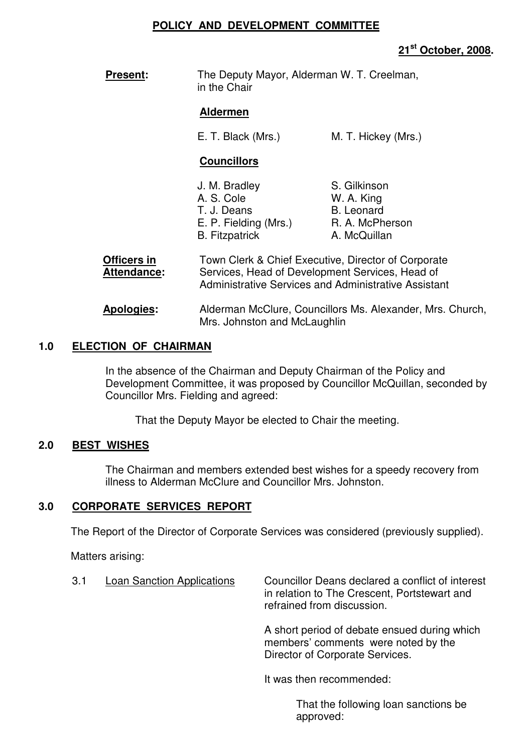# POLICY AND DEVELOPMENT COMMITTEE

**21st October, 2008.**

**Present:** The Deputy Mayor, Alderman W. T. Creelman, in the Chair

**Aldermen**

E. T. Black (Mrs.) M. T. Hickey (Mrs.)

**Councillors**

J. M. Bradley
A. S. Cole
T. J. Deans
E. P. Fielding (Mrs.)
B. Fitzpatrick
S. Gilkinson
W. A. King
B. Leonard
R. A. McPherson
A. McQuillan

**Officers in Attendance:** Town Clerk & Chief Executive, Director of Corporate Services, Head of Development Services, Head of Administrative Services and Administrative Assistant

**Apologies:** Alderman McClure, Councillors Ms. Alexander, Mrs. Church, Mrs. Johnston and McLaughlin

## 1.0 ELECTION OF CHAIRMAN

In the absence of the Chairman and Deputy Chairman of the Policy and Development Committee, it was proposed by Councillor McQuillan, seconded by Councillor Mrs. Fielding and agreed:

That the Deputy Mayor be elected to Chair the meeting.

## 2.0 BEST WISHES

The Chairman and members extended best wishes for a speedy recovery from illness to Alderman McClure and Councillor Mrs. Johnston.

## 3.0 CORPORATE SERVICES REPORT

The Report of the Director of Corporate Services was considered (previously supplied).

Matters arising:

3.1 Loan Sanction Applications

Councillor Deans declared a conflict of interest in relation to The Crescent, Portstewart and refrained from discussion.

A short period of debate ensued during which members' comments were noted by the Director of Corporate Services.

It was then recommended:

That the following loan sanctions be approved: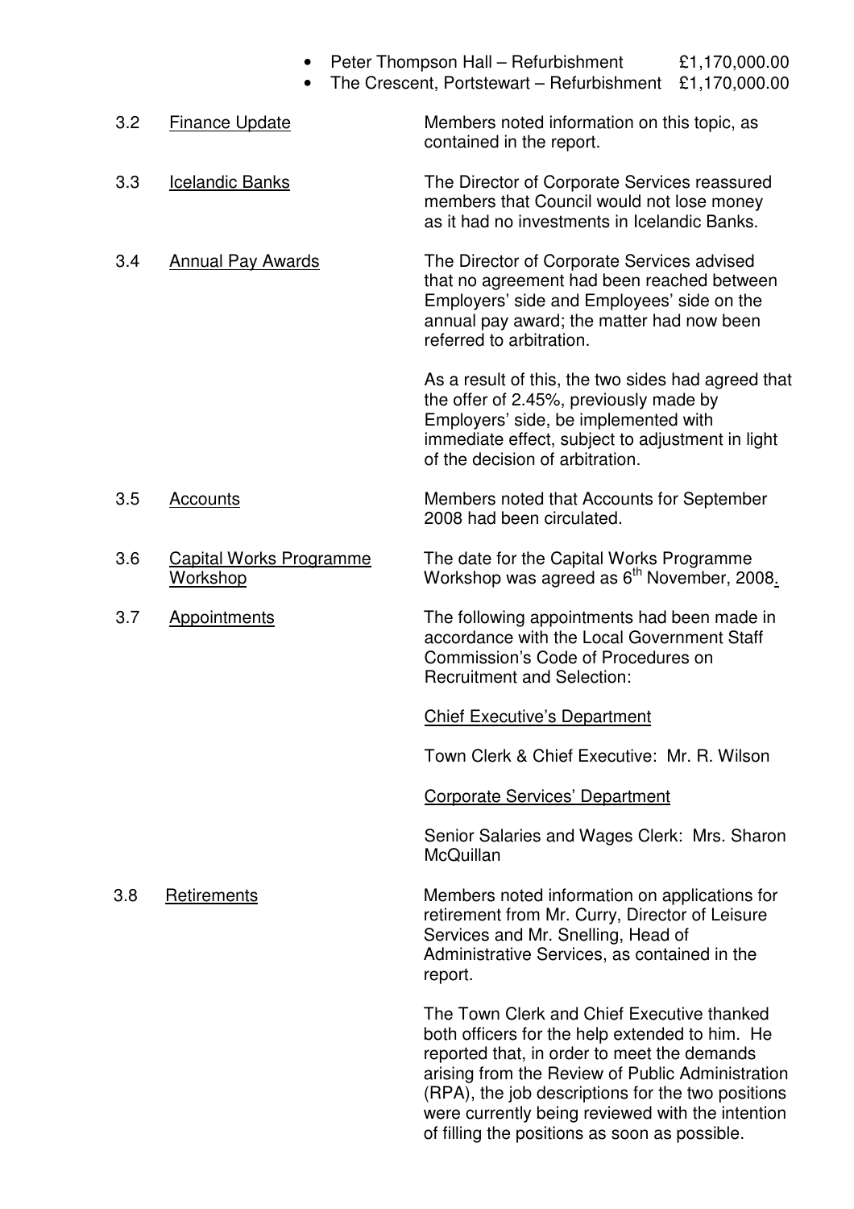- Peter Thompson Hall – Refurbishment £1,170,000.00
- The Crescent, Portstewart – Refurbishment £1,170,000.00

3.2 Finance Update

Members noted information on this topic, as contained in the report.

3.3 Icelandic Banks

The Director of Corporate Services reassured members that Council would not lose money as it had no investments in Icelandic Banks.

3.4 Annual Pay Awards

The Director of Corporate Services advised that no agreement had been reached between Employers' side and Employees' side on the annual pay award; the matter had now been referred to arbitration.

As a result of this, the two sides had agreed that the offer of 2.45%, previously made by Employers' side, be implemented with immediate effect, subject to adjustment in light of the decision of arbitration.

3.5 Accounts

Members noted that Accounts for September 2008 had been circulated.

3.6 Capital Works Programme Workshop

The date for the Capital Works Programme Workshop was agreed as 6th November, 2008.

3.7 Appointments

The following appointments had been made in accordance with the Local Government Staff Commission's Code of Procedures on Recruitment and Selection:

Chief Executive's Department

Town Clerk & Chief Executive: Mr. R. Wilson

Corporate Services' Department

Senior Salaries and Wages Clerk: Mrs. Sharon McQuillan

3.8 Retirements

Members noted information on applications for retirement from Mr. Curry, Director of Leisure Services and Mr. Snelling, Head of Administrative Services, as contained in the report.

The Town Clerk and Chief Executive thanked both officers for the help extended to him. He reported that, in order to meet the demands arising from the Review of Public Administration (RPA), the job descriptions for the two positions were currently being reviewed with the intention of filling the positions as soon as possible.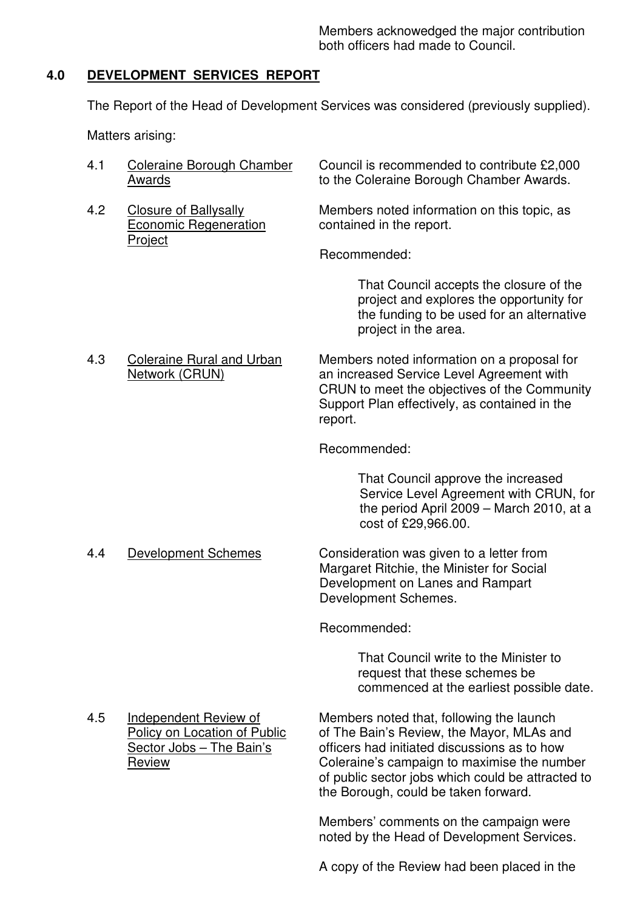Members acknowedged the major contribution both officers had made to Council.

## 4.0 DEVELOPMENT SERVICES REPORT

The Report of the Head of Development Services was considered (previously supplied).

Matters arising:

4.1 Coleraine Borough Chamber Awards

Council is recommended to contribute £2,000 to the Coleraine Borough Chamber Awards.

4.2 Closure of Ballysally Economic Regeneration Project

Members noted information on this topic, as contained in the report.

Recommended:

> That Council accepts the closure of the project and explores the opportunity for the funding to be used for an alternative project in the area.

4.3 Coleraine Rural and Urban Network (CRUN)

Members noted information on a proposal for an increased Service Level Agreement with CRUN to meet the objectives of the Community Support Plan effectively, as contained in the report.

Recommended:

> That Council approve the increased Service Level Agreement with CRUN, for the period April 2009 – March 2010, at a cost of £29,966.00.

4.4 Development Schemes

Consideration was given to a letter from Margaret Ritchie, the Minister for Social Development on Lanes and Rampart Development Schemes.

Recommended:

> That Council write to the Minister to request that these schemes be commenced at the earliest possible date.

4.5 Independent Review of Policy on Location of Public Sector Jobs – The Bain's Review

Members noted that, following the launch of The Bain's Review, the Mayor, MLAs and officers had initiated discussions as to how Coleraine's campaign to maximise the number of public sector jobs which could be attracted to the Borough, could be taken forward.

Members' comments on the campaign were noted by the Head of Development Services.

A copy of the Review had been placed in the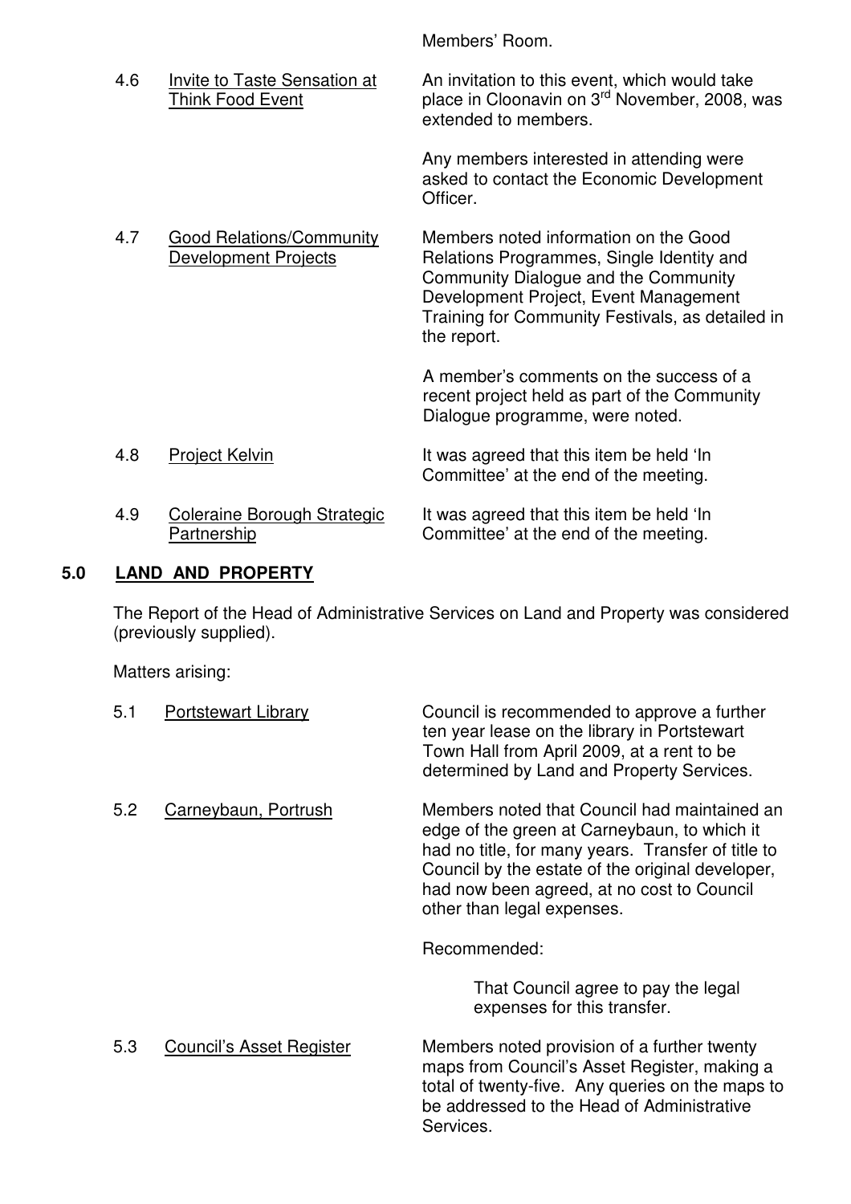Members' Room.

| | | |
|---|---|---|
| 4.6 | Invite to Taste Sensation at Think Food Event | An invitation to this event, which would take place in Cloonavin on 3rd November, 2008, was extended to members.<br><br>Any members interested in attending were asked to contact the Economic Development Officer. |
| 4.7 | Good Relations/Community Development Projects | Members noted information on the Good Relations Programmes, Single Identity and Community Dialogue and the Community Development Project, Event Management Training for Community Festivals, as detailed in the report.<br><br>A member's comments on the success of a recent project held as part of the Community Dialogue programme, were noted. |
| 4.8 | Project Kelvin | It was agreed that this item be held 'In Committee' at the end of the meeting. |
| 4.9 | Coleraine Borough Strategic Partnership | It was agreed that this item be held 'In Committee' at the end of the meeting. |

## 5.0 LAND AND PROPERTY

The Report of the Head of Administrative Services on Land and Property was considered (previously supplied).

Matters arising:

| | | |
|---|---|---|
| 5.1 | Portstewart Library | Council is recommended to approve a further ten year lease on the library in Portstewart Town Hall from April 2009, at a rent to be determined by Land and Property Services. |
| 5.2 | Carneybaun, Portrush | Members noted that Council had maintained an edge of the green at Carneybaun, to which it had no title, for many years. Transfer of title to Council by the estate of the original developer, had now been agreed, at no cost to Council other than legal expenses.<br><br>Recommended:<br><br>That Council agree to pay the legal expenses for this transfer. |
| 5.3 | Council's Asset Register | Members noted provision of a further twenty maps from Council's Asset Register, making a total of twenty-five. Any queries on the maps to be addressed to the Head of Administrative Services. |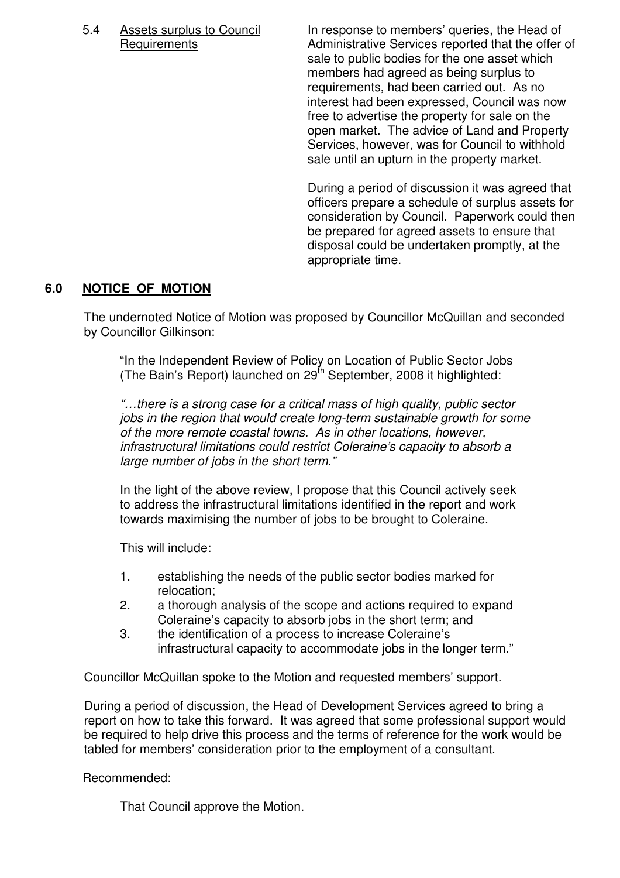5.4 Assets surplus to Council Requirements

In response to members' queries, the Head of Administrative Services reported that the offer of sale to public bodies for the one asset which members had agreed as being surplus to requirements, had been carried out. As no interest had been expressed, Council was now free to advertise the property for sale on the open market. The advice of Land and Property Services, however, was for Council to withhold sale until an upturn in the property market.

During a period of discussion it was agreed that officers prepare a schedule of surplus assets for consideration by Council. Paperwork could then be prepared for agreed assets to ensure that disposal could be undertaken promptly, at the appropriate time.

## 6.0 NOTICE OF MOTION

The undernoted Notice of Motion was proposed by Councillor McQuillan and seconded by Councillor Gilkinson:

> "In the Independent Review of Policy on Location of Public Sector Jobs (The Bain's Report) launched on 29th September, 2008 it highlighted:
>
> *"…there is a strong case for a critical mass of high quality, public sector jobs in the region that would create long-term sustainable growth for some of the more remote coastal towns. As in other locations, however, infrastructural limitations could restrict Coleraine's capacity to absorb a large number of jobs in the short term."*
>
> In the light of the above review, I propose that this Council actively seek to address the infrastructural limitations identified in the report and work towards maximising the number of jobs to be brought to Coleraine.
>
> This will include:
>
> 1. establishing the needs of the public sector bodies marked for relocation;
> 2. a thorough analysis of the scope and actions required to expand Coleraine's capacity to absorb jobs in the short term; and
> 3. the identification of a process to increase Coleraine's infrastructural capacity to accommodate jobs in the longer term."

Councillor McQuillan spoke to the Motion and requested members' support.

During a period of discussion, the Head of Development Services agreed to bring a report on how to take this forward. It was agreed that some professional support would be required to help drive this process and the terms of reference for the work would be tabled for members' consideration prior to the employment of a consultant.

Recommended:

That Council approve the Motion.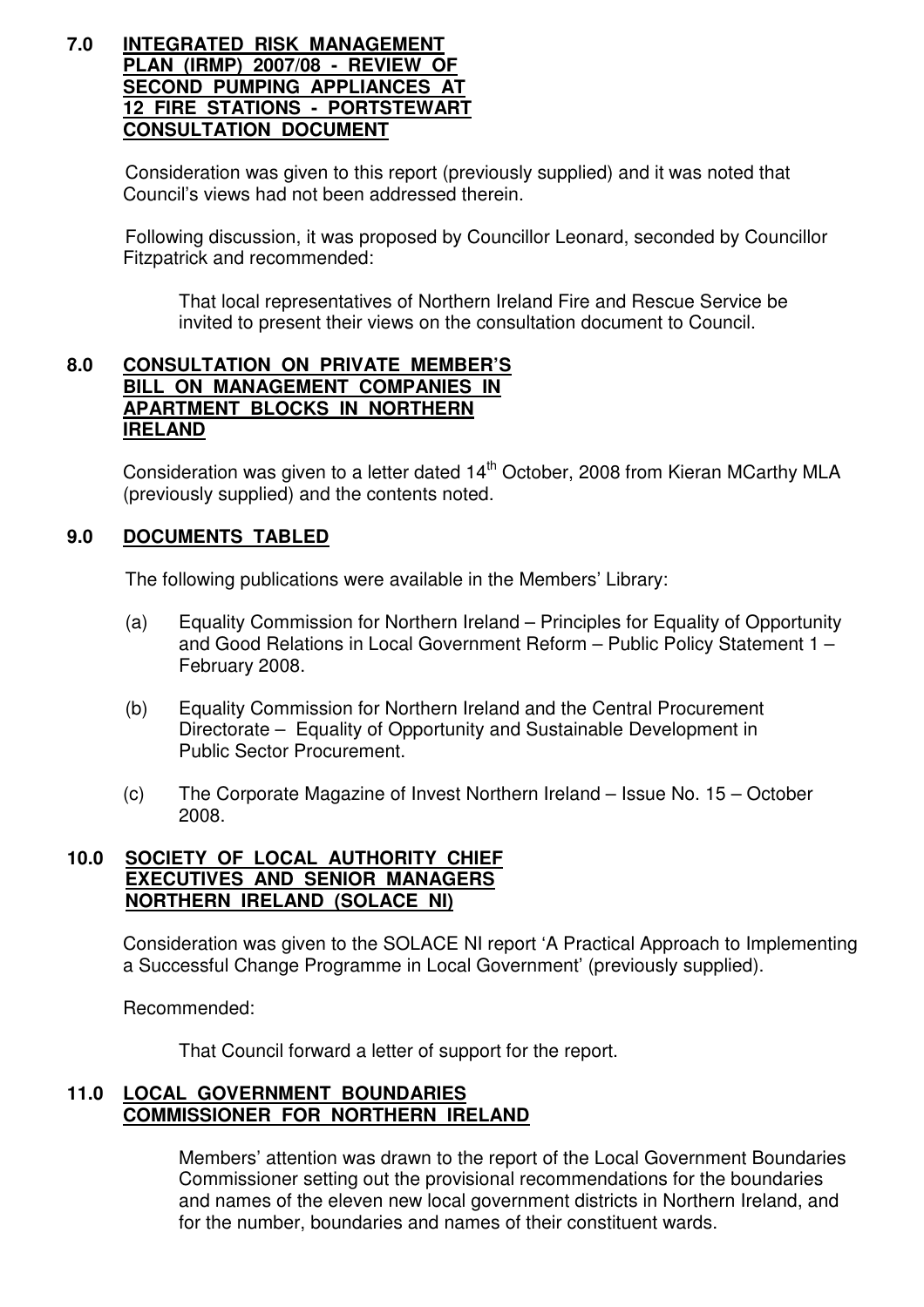**7.0 INTEGRATED RISK MANAGEMENT PLAN (IRMP) 2007/08 - REVIEW OF SECOND PUMPING APPLIANCES AT 12 FIRE STATIONS - PORTSTEWART CONSULTATION DOCUMENT**

Consideration was given to this report (previously supplied) and it was noted that Council's views had not been addressed therein.

Following discussion, it was proposed by Councillor Leonard, seconded by Councillor Fitzpatrick and recommended:

> That local representatives of Northern Ireland Fire and Rescue Service be invited to present their views on the consultation document to Council.

**8.0 CONSULTATION ON PRIVATE MEMBER'S BILL ON MANAGEMENT COMPANIES IN APARTMENT BLOCKS IN NORTHERN IRELAND**

Consideration was given to a letter dated 14th October, 2008 from Kieran MCarthy MLA (previously supplied) and the contents noted.

**9.0 DOCUMENTS TABLED**

The following publications were available in the Members' Library:

(a) Equality Commission for Northern Ireland – Principles for Equality of Opportunity and Good Relations in Local Government Reform – Public Policy Statement 1 – February 2008.

(b) Equality Commission for Northern Ireland and the Central Procurement Directorate – Equality of Opportunity and Sustainable Development in Public Sector Procurement.

(c) The Corporate Magazine of Invest Northern Ireland – Issue No. 15 – October 2008.

**10.0 SOCIETY OF LOCAL AUTHORITY CHIEF EXECUTIVES AND SENIOR MANAGERS NORTHERN IRELAND (SOLACE NI)**

Consideration was given to the SOLACE NI report 'A Practical Approach to Implementing a Successful Change Programme in Local Government' (previously supplied).

Recommended:

> That Council forward a letter of support for the report.

**11.0 LOCAL GOVERNMENT BOUNDARIES COMMISSIONER FOR NORTHERN IRELAND**

Members' attention was drawn to the report of the Local Government Boundaries Commissioner setting out the provisional recommendations for the boundaries and names of the eleven new local government districts in Northern Ireland, and for the number, boundaries and names of their constituent wards.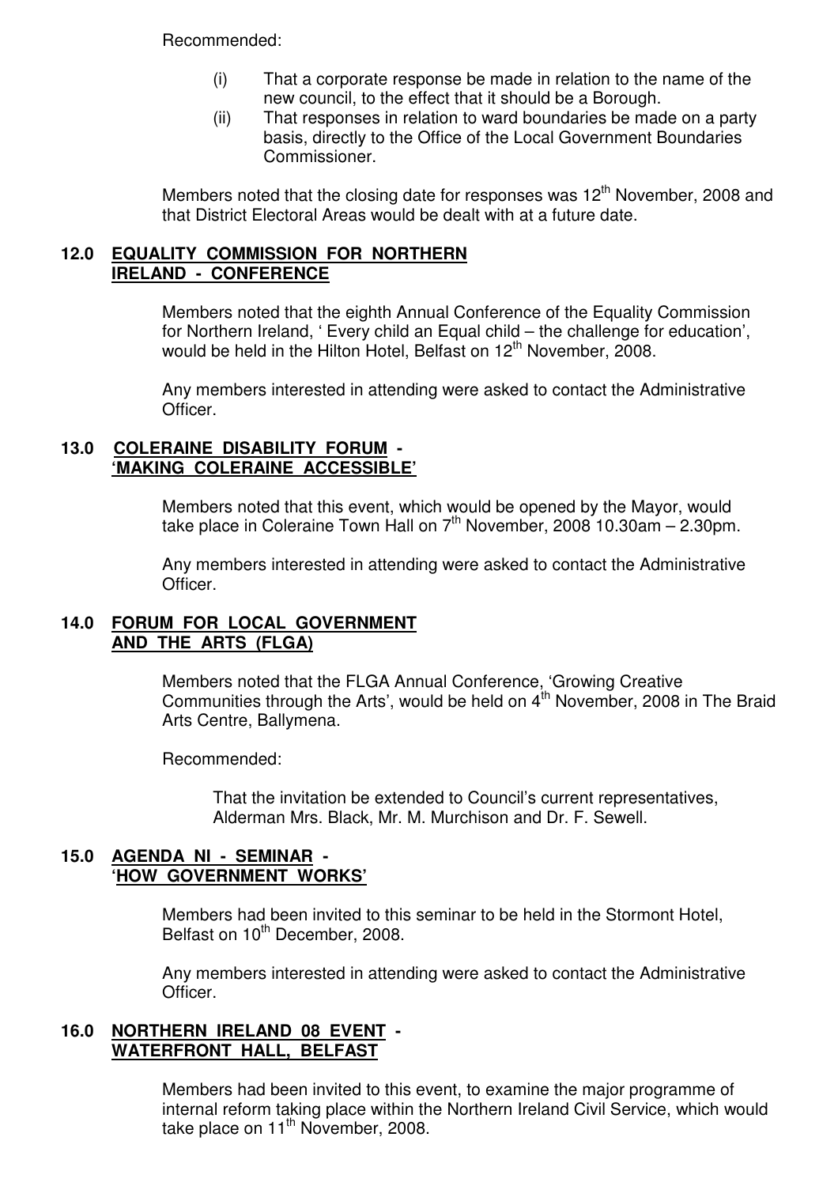Recommended:

(i) That a corporate response be made in relation to the name of the new council, to the effect that it should be a Borough.

(ii) That responses in relation to ward boundaries be made on a party basis, directly to the Office of the Local Government Boundaries Commissioner.

Members noted that the closing date for responses was 12th November, 2008 and that District Electoral Areas would be dealt with at a future date.

## 12.0 EQUALITY COMMISSION FOR NORTHERN IRELAND - CONFERENCE

Members noted that the eighth Annual Conference of the Equality Commission for Northern Ireland, ' Every child an Equal child – the challenge for education', would be held in the Hilton Hotel, Belfast on 12th November, 2008.

Any members interested in attending were asked to contact the Administrative Officer.

## 13.0 COLERAINE DISABILITY FORUM - 'MAKING COLERAINE ACCESSIBLE'

Members noted that this event, which would be opened by the Mayor, would take place in Coleraine Town Hall on 7th November, 2008 10.30am – 2.30pm.

Any members interested in attending were asked to contact the Administrative Officer.

## 14.0 FORUM FOR LOCAL GOVERNMENT AND THE ARTS (FLGA)

Members noted that the FLGA Annual Conference, 'Growing Creative Communities through the Arts', would be held on 4th November, 2008 in The Braid Arts Centre, Ballymena.

Recommended:

That the invitation be extended to Council's current representatives, Alderman Mrs. Black, Mr. M. Murchison and Dr. F. Sewell.

## 15.0 AGENDA NI - SEMINAR - 'HOW GOVERNMENT WORKS'

Members had been invited to this seminar to be held in the Stormont Hotel, Belfast on 10th December, 2008.

Any members interested in attending were asked to contact the Administrative Officer.

## 16.0 NORTHERN IRELAND 08 EVENT - WATERFRONT HALL, BELFAST

Members had been invited to this event, to examine the major programme of internal reform taking place within the Northern Ireland Civil Service, which would take place on 11th November, 2008.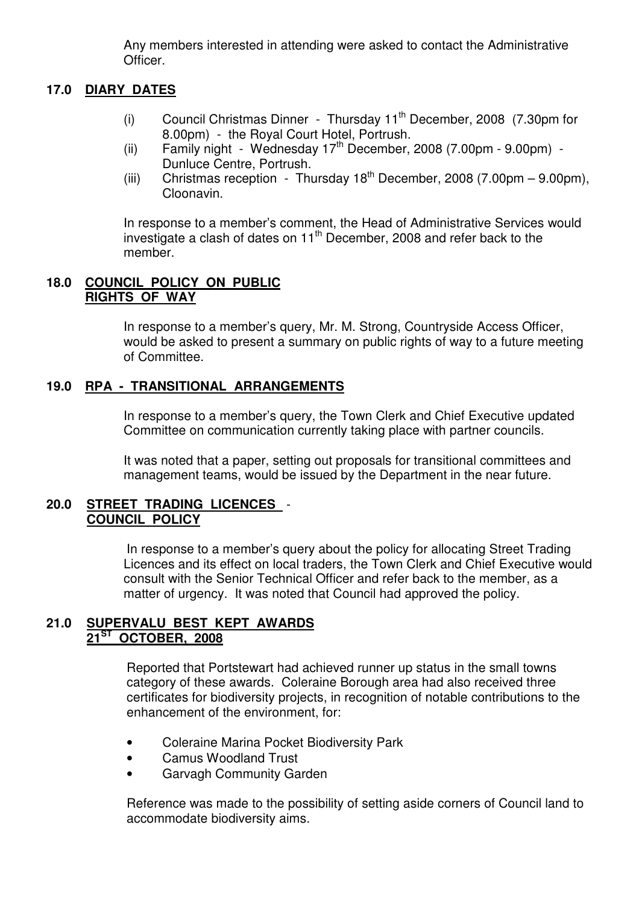Any members interested in attending were asked to contact the Administrative Officer.

## 17.0 DIARY DATES

(i) Council Christmas Dinner - Thursday 11th December, 2008 (7.30pm for 8.00pm) - the Royal Court Hotel, Portrush.

(ii) Family night - Wednesday 17th December, 2008 (7.00pm - 9.00pm) - Dunluce Centre, Portrush.

(iii) Christmas reception - Thursday 18th December, 2008 (7.00pm – 9.00pm), Cloonavin.

In response to a member's comment, the Head of Administrative Services would investigate a clash of dates on 11th December, 2008 and refer back to the member.

## 18.0 COUNCIL POLICY ON PUBLIC RIGHTS OF WAY

In response to a member's query, Mr. M. Strong, Countryside Access Officer, would be asked to present a summary on public rights of way to a future meeting of Committee.

## 19.0 RPA - TRANSITIONAL ARRANGEMENTS

In response to a member's query, the Town Clerk and Chief Executive updated Committee on communication currently taking place with partner councils.

It was noted that a paper, setting out proposals for transitional committees and management teams, would be issued by the Department in the near future.

## 20.0 STREET TRADING LICENCES - COUNCIL POLICY

In response to a member's query about the policy for allocating Street Trading Licences and its effect on local traders, the Town Clerk and Chief Executive would consult with the Senior Technical Officer and refer back to the member, as a matter of urgency. It was noted that Council had approved the policy.

## 21.0 SUPERVALU BEST KEPT AWARDS 21ST OCTOBER, 2008

Reported that Portstewart had achieved runner up status in the small towns category of these awards. Coleraine Borough area had also received three certificates for biodiversity projects, in recognition of notable contributions to the enhancement of the environment, for:

- Coleraine Marina Pocket Biodiversity Park
- Camus Woodland Trust
- Garvagh Community Garden

Reference was made to the possibility of setting aside corners of Council land to accommodate biodiversity aims.